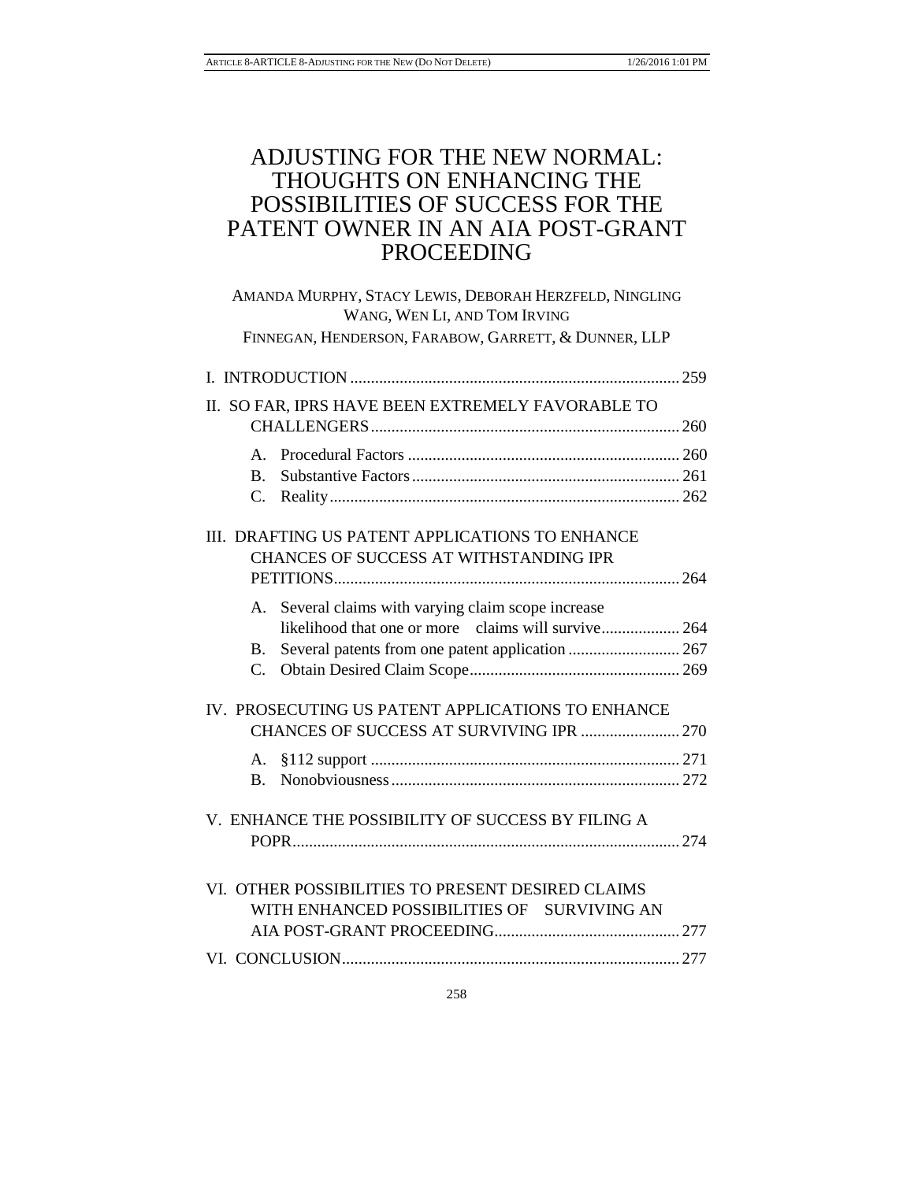# ADJUSTING FOR THE NEW NORMAL: THOUGHTS ON ENHANCING THE POSSIBILITIES OF SUCCESS FOR THE PATENT OWNER IN AN AIA POST-GRANT PROCEEDING

AMANDA MURPHY, STACY LEWIS, DEBORAH HERZFELD, NINGLING WANG, WEN LI, AND TOM IRVING

FINNEGAN, HENDERSON, FARABOW, GARRETT, & DUNNER, LLP

I. INTRODUCTION ........ 259

II. SO FAR, IPRS HAVE BEEN EXTREMELY FAVORABLE TO CHALLENGERS ........ 260

- A. Procedural Factors ........ 260
- B. Substantive Factors ........ 261
- C. Reality ........ 262

III. DRAFTING US PATENT APPLICATIONS TO ENHANCE CHANCES OF SUCCESS AT WITHSTANDING IPR PETITIONS ........ 264

- A. Several claims with varying claim scope increase likelihood that one or more claims will survive ........ 264
- B. Several patents from one patent application ........ 267
- C. Obtain Desired Claim Scope ........ 269

IV. PROSECUTING US PATENT APPLICATIONS TO ENHANCE CHANCES OF SUCCESS AT SURVIVING IPR ........ 270

- A. §112 support ........ 271
- B. Nonobviousness ........ 272

V. ENHANCE THE POSSIBILITY OF SUCCESS BY FILING A POPR ........ 274

VI. OTHER POSSIBILITIES TO PRESENT DESIRED CLAIMS WITH ENHANCED POSSIBILITIES OF SURVIVING AN AIA POST-GRANT PROCEEDING ........ 277

VI. CONCLUSION ........ 277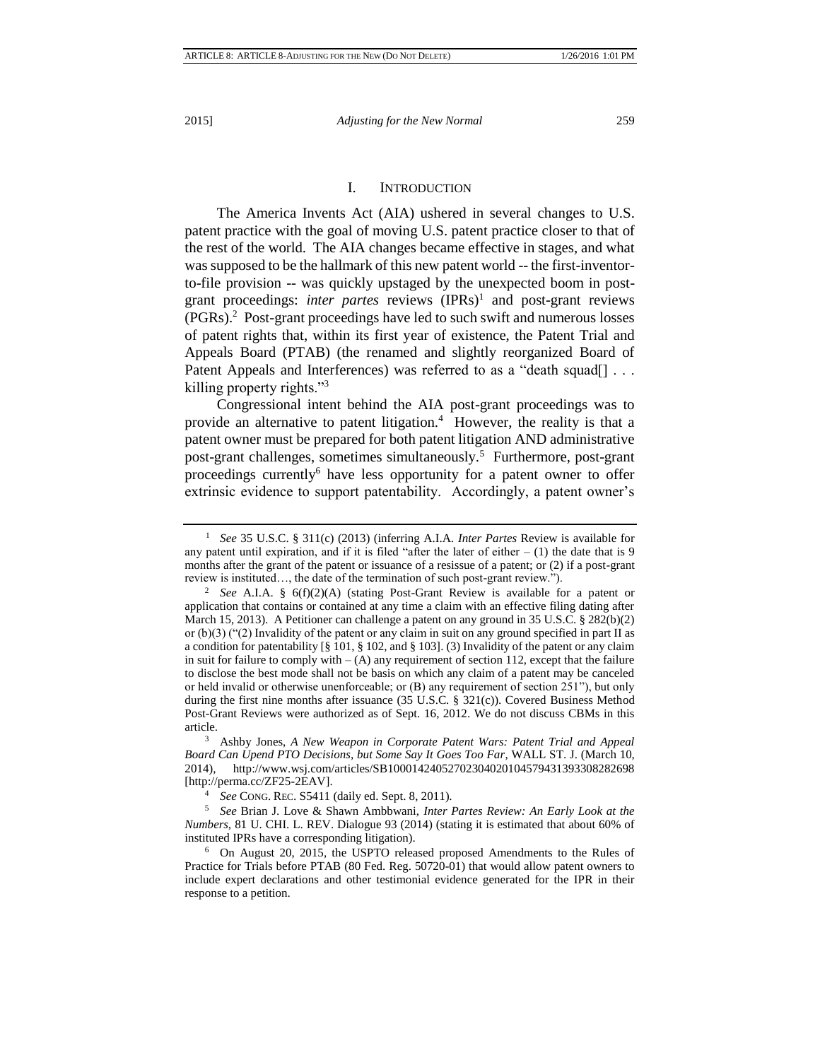## I. INTRODUCTION

The America Invents Act (AIA) ushered in several changes to U.S. patent practice with the goal of moving U.S. patent practice closer to that of the rest of the world. The AIA changes became effective in stages, and what was supposed to be the hallmark of this new patent world -- the first-inventor-to-file provision -- was quickly upstaged by the unexpected boom in post-grant proceedings: *inter partes* reviews (IPRs)[1] and post-grant reviews (PGRs).[2] Post-grant proceedings have led to such swift and numerous losses of patent rights that, within its first year of existence, the Patent Trial and Appeals Board (PTAB) (the renamed and slightly reorganized Board of Patent Appeals and Interferences) was referred to as a "death squad[] . . . killing property rights."[3]

Congressional intent behind the AIA post-grant proceedings was to provide an alternative to patent litigation.[4] However, the reality is that a patent owner must be prepared for both patent litigation AND administrative post-grant challenges, sometimes simultaneously.[5] Furthermore, post-grant proceedings currently[6] have less opportunity for a patent owner to offer extrinsic evidence to support patentability. Accordingly, a patent owner's

---

[1] *See* 35 U.S.C. § 311(c) (2013) (inferring A.I.A. *Inter Partes* Review is available for any patent until expiration, and if it is filed "after the later of either – (1) the date that is 9 months after the grant of the patent or issuance of a reissue of a patent; or (2) if a post-grant review is instituted…, the date of the termination of such post-grant review.").

[2] *See* A.I.A. § 6(f)(2)(A) (stating Post-Grant Review is available for a patent or application that contains or contained at any time a claim with an effective filing dating after March 15, 2013). A Petitioner can challenge a patent on any ground in 35 U.S.C. § 282(b)(2) or (b)(3) ("(2) Invalidity of the patent or any claim in suit on any ground specified in part II as a condition for patentability [§ 101, § 102, and § 103]. (3) Invalidity of the patent or any claim in suit for failure to comply with – (A) any requirement of section 112, except that the failure to disclose the best mode shall not be basis on which any claim of a patent may be canceled or held invalid or otherwise unenforceable; or (B) any requirement of section 251"), but only during the first nine months after issuance (35 U.S.C. § 321(c)). Covered Business Method Post-Grant Reviews were authorized as of Sept. 16, 2012. We do not discuss CBMs in this article.

[3] Ashby Jones, *A New Weapon in Corporate Patent Wars: Patent Trial and Appeal Board Can Upend PTO Decisions, but Some Say It Goes Too Far*, WALL ST. J. (March 10, 2014), http://www.wsj.com/articles/SB10001424052702304020104579431393308282698 [http://perma.cc/ZF25-2EAV].

[4] *See* CONG. REC. S5411 (daily ed. Sept. 8, 2011).

[5] *See* Brian J. Love & Shawn Ambbwani, *Inter Partes Review: An Early Look at the Numbers*, 81 U. CHI. L. REV. Dialogue 93 (2014) (stating it is estimated that about 60% of instituted IPRs have a corresponding litigation).

[6] On August 20, 2015, the USPTO released proposed Amendments to the Rules of Practice for Trials before PTAB (80 Fed. Reg. 50720-01) that would allow patent owners to include expert declarations and other testimonial evidence generated for the IPR in their response to a petition.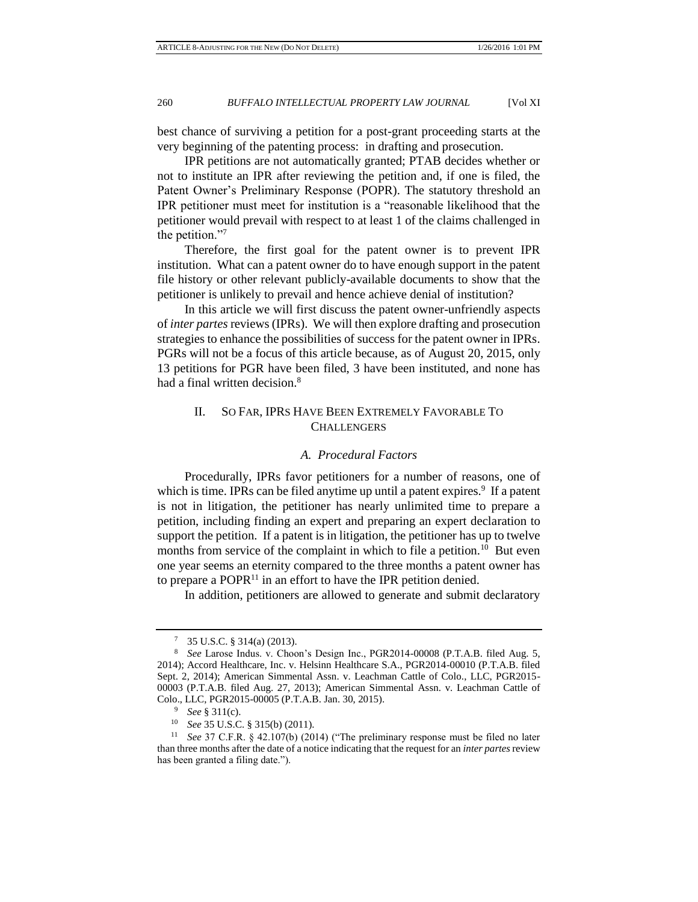best chance of surviving a petition for a post-grant proceeding starts at the very beginning of the patenting process: in drafting and prosecution.

IPR petitions are not automatically granted; PTAB decides whether or not to institute an IPR after reviewing the petition and, if one is filed, the Patent Owner's Preliminary Response (POPR). The statutory threshold an IPR petitioner must meet for institution is a "reasonable likelihood that the petitioner would prevail with respect to at least 1 of the claims challenged in the petition."[7]

Therefore, the first goal for the patent owner is to prevent IPR institution. What can a patent owner do to have enough support in the patent file history or other relevant publicly-available documents to show that the petitioner is unlikely to prevail and hence achieve denial of institution?

In this article we will first discuss the patent owner-unfriendly aspects of *inter partes* reviews (IPRs). We will then explore drafting and prosecution strategies to enhance the possibilities of success for the patent owner in IPRs. PGRs will not be a focus of this article because, as of August 20, 2015, only 13 petitions for PGR have been filed, 3 have been instituted, and none has had a final written decision.[8]

## II. So Far, IPRs Have Been Extremely Favorable To Challengers

### *A. Procedural Factors*

Procedurally, IPRs favor petitioners for a number of reasons, one of which is time. IPRs can be filed anytime up until a patent expires.[9] If a patent is not in litigation, the petitioner has nearly unlimited time to prepare a petition, including finding an expert and preparing an expert declaration to support the petition. If a patent is in litigation, the petitioner has up to twelve months from service of the complaint in which to file a petition.[10] But even one year seems an eternity compared to the three months a patent owner has to prepare a POPR[11] in an effort to have the IPR petition denied.

In addition, petitioners are allowed to generate and submit declaratory

---

[7] 35 U.S.C. § 314(a) (2013).

[8] *See* Larose Indus. v. Choon's Design Inc., PGR2014-00008 (P.T.A.B. filed Aug. 5, 2014); Accord Healthcare, Inc. v. Helsinn Healthcare S.A., PGR2014-00010 (P.T.A.B. filed Sept. 2, 2014); American Simmental Assn. v. Leachman Cattle of Colo., LLC, PGR2015-00003 (P.T.A.B. filed Aug. 27, 2013); American Simmental Assn. v. Leachman Cattle of Colo., LLC, PGR2015-00005 (P.T.A.B. Jan. 30, 2015).

[9] *See* § 311(c).

[10] *See* 35 U.S.C. § 315(b) (2011).

[11] *See* 37 C.F.R. § 42.107(b) (2014) ("The preliminary response must be filed no later than three months after the date of a notice indicating that the request for an *inter partes* review has been granted a filing date.").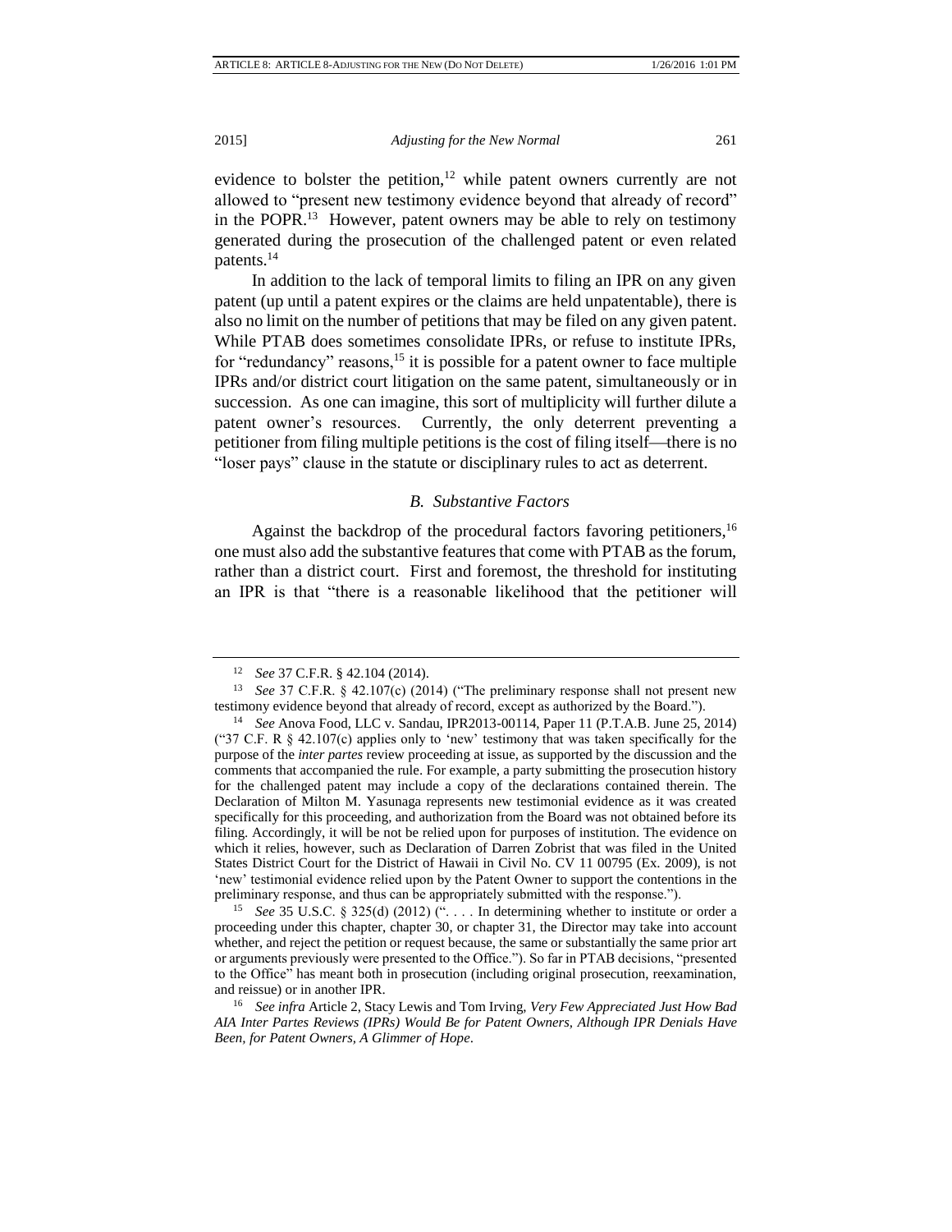evidence to bolster the petition,[12] while patent owners currently are not allowed to "present new testimony evidence beyond that already of record" in the POPR.[13] However, patent owners may be able to rely on testimony generated during the prosecution of the challenged patent or even related patents.[14]

In addition to the lack of temporal limits to filing an IPR on any given patent (up until a patent expires or the claims are held unpatentable), there is also no limit on the number of petitions that may be filed on any given patent. While PTAB does sometimes consolidate IPRs, or refuse to institute IPRs, for "redundancy" reasons,[15] it is possible for a patent owner to face multiple IPRs and/or district court litigation on the same patent, simultaneously or in succession. As one can imagine, this sort of multiplicity will further dilute a patent owner's resources. Currently, the only deterrent preventing a petitioner from filing multiple petitions is the cost of filing itself—there is no "loser pays" clause in the statute or disciplinary rules to act as deterrent.

### *B. Substantive Factors*

Against the backdrop of the procedural factors favoring petitioners,[16] one must also add the substantive features that come with PTAB as the forum, rather than a district court. First and foremost, the threshold for instituting an IPR is that "there is a reasonable likelihood that the petitioner will

---

[12] *See* 37 C.F.R. § 42.104 (2014).

[13] *See* 37 C.F.R. § 42.107(c) (2014) ("The preliminary response shall not present new testimony evidence beyond that already of record, except as authorized by the Board.").

[14] *See* Anova Food, LLC v. Sandau, IPR2013-00114, Paper 11 (P.T.A.B. June 25, 2014) ("37 C.F. R § 42.107(c) applies only to 'new' testimony that was taken specifically for the purpose of the *inter partes* review proceeding at issue, as supported by the discussion and the comments that accompanied the rule. For example, a party submitting the prosecution history for the challenged patent may include a copy of the declarations contained therein. The Declaration of Milton M. Yasunaga represents new testimonial evidence as it was created specifically for this proceeding, and authorization from the Board was not obtained before its filing. Accordingly, it will be not be relied upon for purposes of institution. The evidence on which it relies, however, such as Declaration of Darren Zobrist that was filed in the United States District Court for the District of Hawaii in Civil No. CV 11 00795 (Ex. 2009), is not 'new' testimonial evidence relied upon by the Patent Owner to support the contentions in the preliminary response, and thus can be appropriately submitted with the response.").

[15] *See* 35 U.S.C. § 325(d) (2012) (". . . . In determining whether to institute or order a proceeding under this chapter, chapter 30, or chapter 31, the Director may take into account whether, and reject the petition or request because, the same or substantially the same prior art or arguments previously were presented to the Office."). So far in PTAB decisions, "presented to the Office" has meant both in prosecution (including original prosecution, reexamination, and reissue) or in another IPR.

[16] *See infra* Article 2, Stacy Lewis and Tom Irving, *Very Few Appreciated Just How Bad AIA Inter Partes Reviews (IPRs) Would Be for Patent Owners, Although IPR Denials Have Been, for Patent Owners, A Glimmer of Hope*.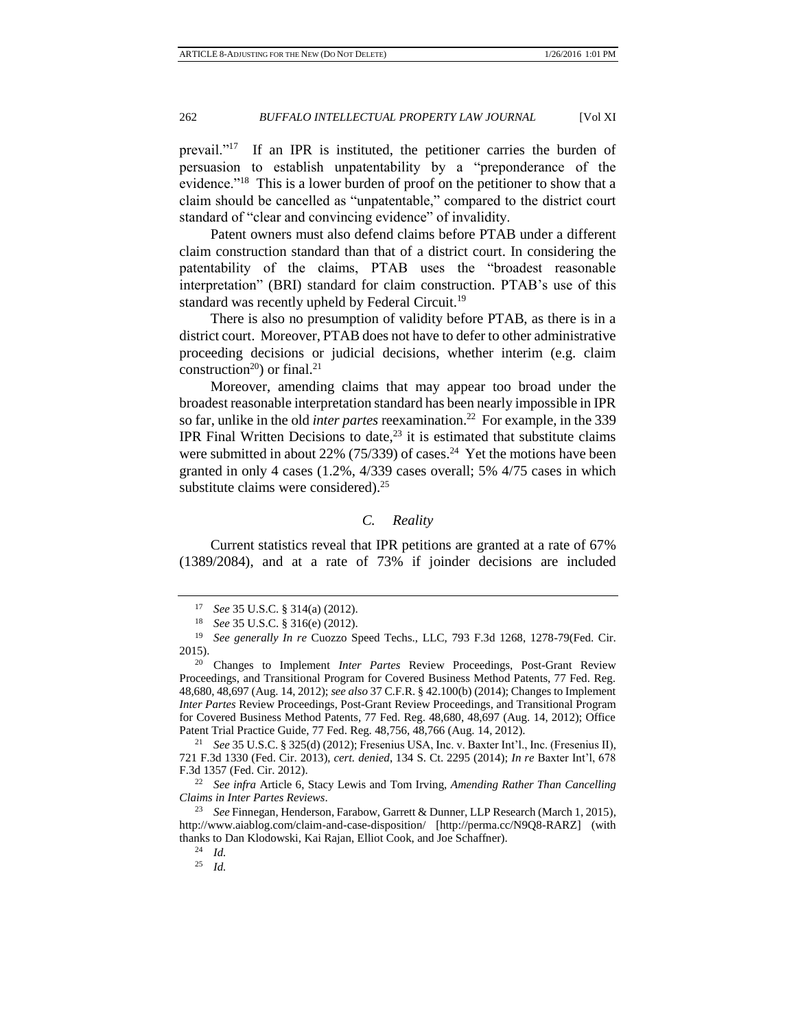prevail."[17] If an IPR is instituted, the petitioner carries the burden of persuasion to establish unpatentability by a "preponderance of the evidence."[18] This is a lower burden of proof on the petitioner to show that a claim should be cancelled as "unpatentable," compared to the district court standard of "clear and convincing evidence" of invalidity.

Patent owners must also defend claims before PTAB under a different claim construction standard than that of a district court. In considering the patentability of the claims, PTAB uses the "broadest reasonable interpretation" (BRI) standard for claim construction. PTAB's use of this standard was recently upheld by Federal Circuit.[19]

There is also no presumption of validity before PTAB, as there is in a district court. Moreover, PTAB does not have to defer to other administrative proceeding decisions or judicial decisions, whether interim (e.g. claim construction[20]) or final.[21]

Moreover, amending claims that may appear too broad under the broadest reasonable interpretation standard has been nearly impossible in IPR so far, unlike in the old *inter partes* reexamination.[22] For example, in the 339 IPR Final Written Decisions to date,[23] it is estimated that substitute claims were submitted in about 22% (75/339) of cases.[24] Yet the motions have been granted in only 4 cases (1.2%, 4/339 cases overall; 5% 4/75 cases in which substitute claims were considered).[25]

### *C. Reality*

Current statistics reveal that IPR petitions are granted at a rate of 67% (1389/2084), and at a rate of 73% if joinder decisions are included

---

[17] *See* 35 U.S.C. § 314(a) (2012).

[18] *See* 35 U.S.C. § 316(e) (2012).

[19] *See generally In re* Cuozzo Speed Techs., LLC, 793 F.3d 1268, 1278-79(Fed. Cir. 2015).

[20] Changes to Implement *Inter Partes* Review Proceedings, Post-Grant Review Proceedings, and Transitional Program for Covered Business Method Patents, 77 Fed. Reg. 48,680, 48,697 (Aug. 14, 2012); *see also* 37 C.F.R. § 42.100(b) (2014); Changes to Implement *Inter Partes* Review Proceedings, Post-Grant Review Proceedings, and Transitional Program for Covered Business Method Patents, 77 Fed. Reg. 48,680, 48,697 (Aug. 14, 2012); Office Patent Trial Practice Guide, 77 Fed. Reg. 48,756, 48,766 (Aug. 14, 2012).

[21] *See* 35 U.S.C. § 325(d) (2012); Fresenius USA, Inc. v. Baxter Int'l., Inc. (Fresenius II), 721 F.3d 1330 (Fed. Cir. 2013), *cert. denied*, 134 S. Ct. 2295 (2014); *In re* Baxter Int'l, 678 F.3d 1357 (Fed. Cir. 2012).

[22] *See infra* Article 6, Stacy Lewis and Tom Irving, *Amending Rather Than Cancelling Claims in Inter Partes Reviews*.

[23] *See* Finnegan, Henderson, Farabow, Garrett & Dunner, LLP Research (March 1, 2015), http://www.aiablog.com/claim-and-case-disposition/ [http://perma.cc/N9Q8-RARZ] (with thanks to Dan Klodowski, Kai Rajan, Elliot Cook, and Joe Schaffner).

[24] *Id.*

[25] *Id.*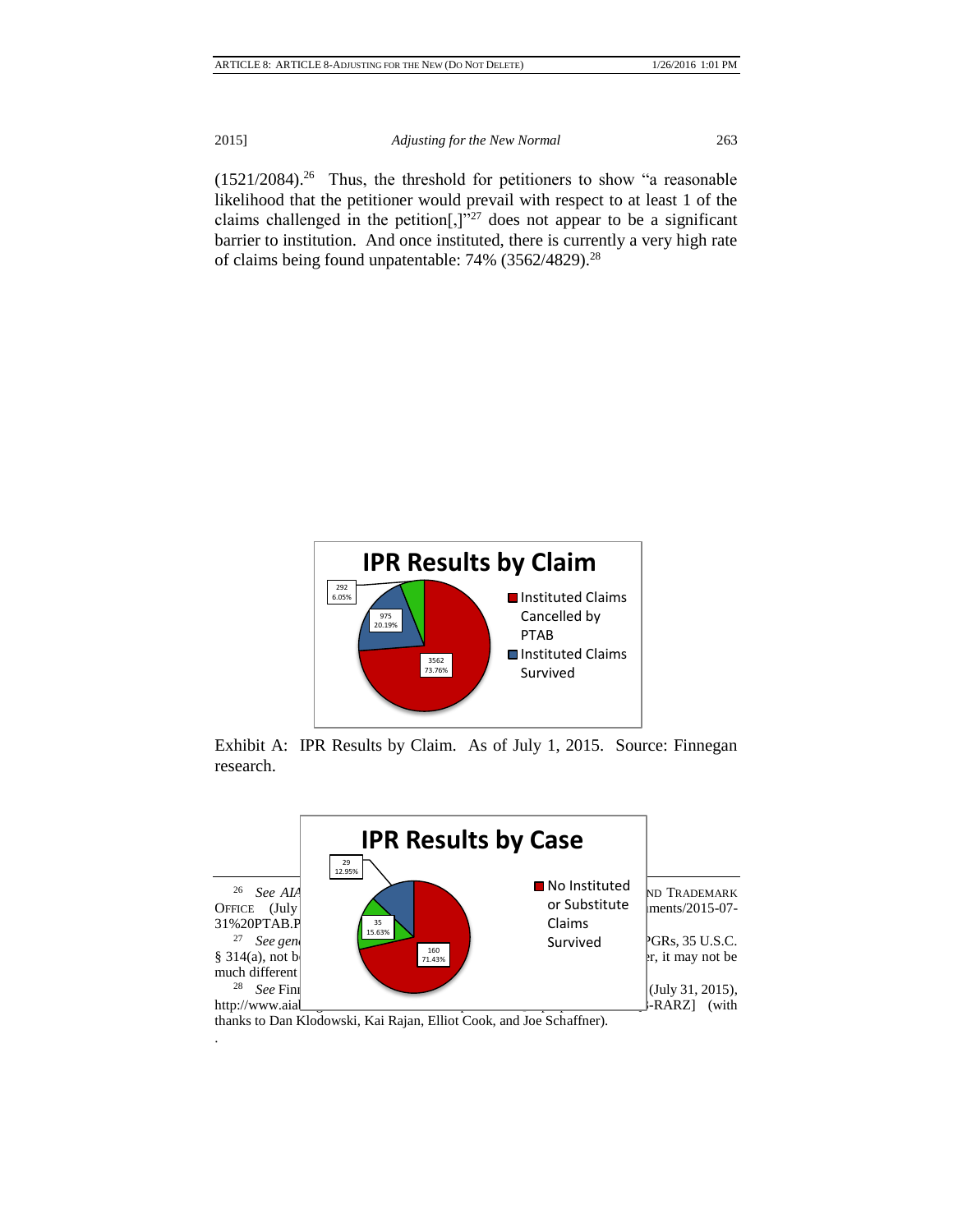(1521/2084).[26] Thus, the threshold for petitioners to show "a reasonable likelihood that the petitioner would prevail with respect to at least 1 of the claims challenged in the petition[,]"[27] does not appear to be a significant barrier to institution. And once instituted, there is currently a very high rate of claims being found unpatentable: 74% (3562/4829).[28]

**IPR Results by Claim**

| Category | Count | Percentage |
|---|---|---|
| Instituted Claims Cancelled by PTAB | 3562 | 73.76% |
| Instituted Claims Survived | 975 | 20.19% |
| (unlabeled) | 292 | 6.05% |

Exhibit A: IPR Results by Claim. As of July 1, 2015. Source: Finnegan research.

**IPR Results by Case**

| Category | Count | Percentage |
|---|---|---|
| No Instituted or Substitute Claims Survived | 160 | 71.43% |
| (unlabeled) | 35 | 15.63% |
| (unlabeled) | 29 | 12.95% |

[26] *See AIA* ... ND TRADEMARK OFFICE (July ... iments/2015-07-31%20PTAB.P...

[27] *See gen*... PGRs, 35 U.S.C. § 314(a), not b... er, it may not be much different ...

[28] *See* Fin... (July 31, 2015), http://www.aia... -RARZ] (with thanks to Dan Klodowski, Kai Rajan, Elliot Cook, and Joe Schaffner).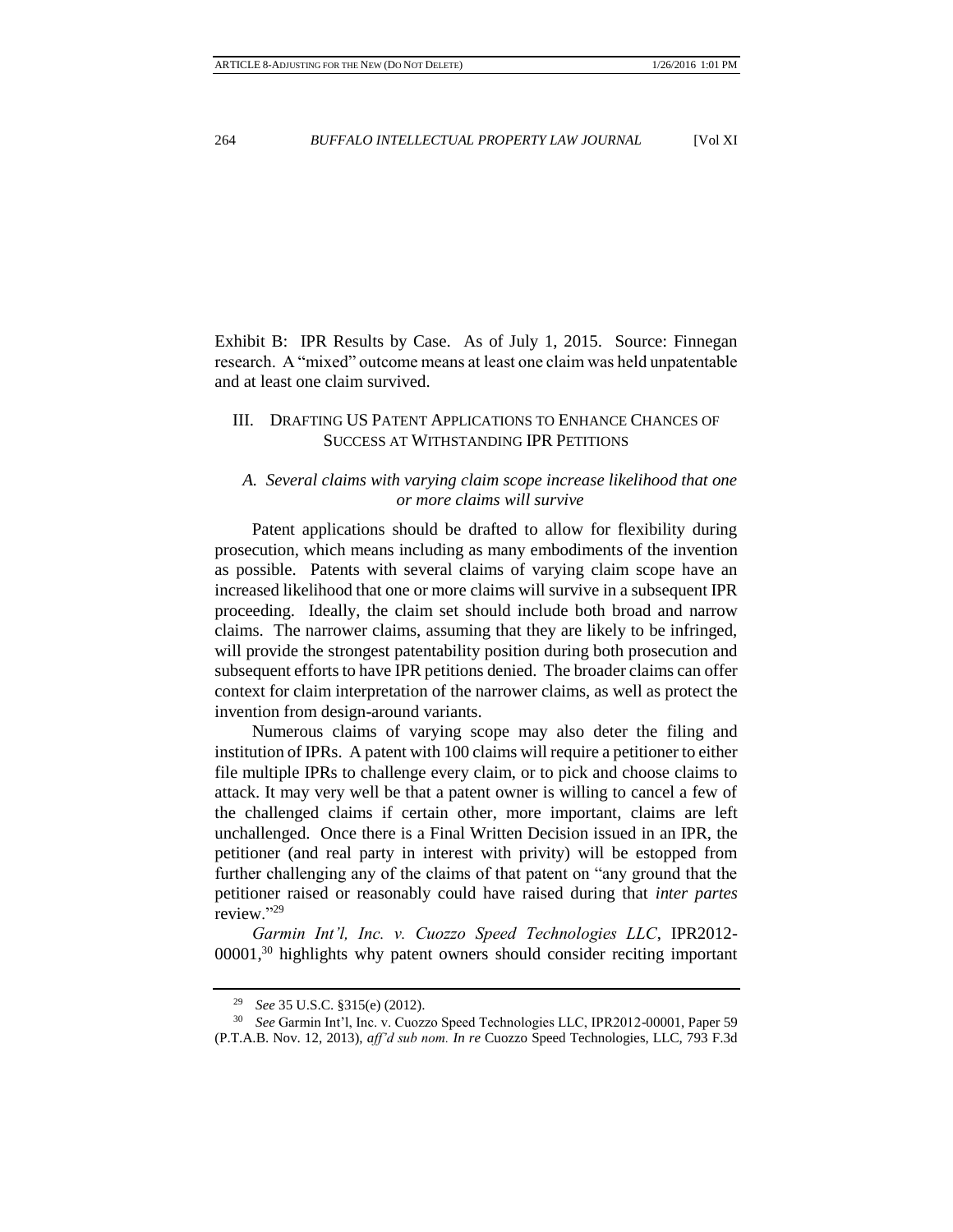Exhibit B: IPR Results by Case. As of July 1, 2015. Source: Finnegan research. A "mixed" outcome means at least one claim was held unpatentable and at least one claim survived.

## III. Drafting US Patent Applications to Enhance Chances of Success at Withstanding IPR Petitions

### *A. Several claims with varying claim scope increase likelihood that one or more claims will survive*

Patent applications should be drafted to allow for flexibility during prosecution, which means including as many embodiments of the invention as possible. Patents with several claims of varying claim scope have an increased likelihood that one or more claims will survive in a subsequent IPR proceeding. Ideally, the claim set should include both broad and narrow claims. The narrower claims, assuming that they are likely to be infringed, will provide the strongest patentability position during both prosecution and subsequent efforts to have IPR petitions denied. The broader claims can offer context for claim interpretation of the narrower claims, as well as protect the invention from design-around variants.

Numerous claims of varying scope may also deter the filing and institution of IPRs. A patent with 100 claims will require a petitioner to either file multiple IPRs to challenge every claim, or to pick and choose claims to attack. It may very well be that a patent owner is willing to cancel a few of the challenged claims if certain other, more important, claims are left unchallenged. Once there is a Final Written Decision issued in an IPR, the petitioner (and real party in interest with privity) will be estopped from further challenging any of the claims of that patent on "any ground that the petitioner raised or reasonably could have raised during that *inter partes* review."[29]

*Garmin Int'l, Inc. v. Cuozzo Speed Technologies LLC*, IPR2012-00001,[30] highlights why patent owners should consider reciting important

---

[29] *See* 35 U.S.C. §315(e) (2012).

[30] *See* Garmin Int'l, Inc. v. Cuozzo Speed Technologies LLC, IPR2012-00001, Paper 59 (P.T.A.B. Nov. 12, 2013), *aff'd sub nom. In re* Cuozzo Speed Technologies, LLC, 793 F.3d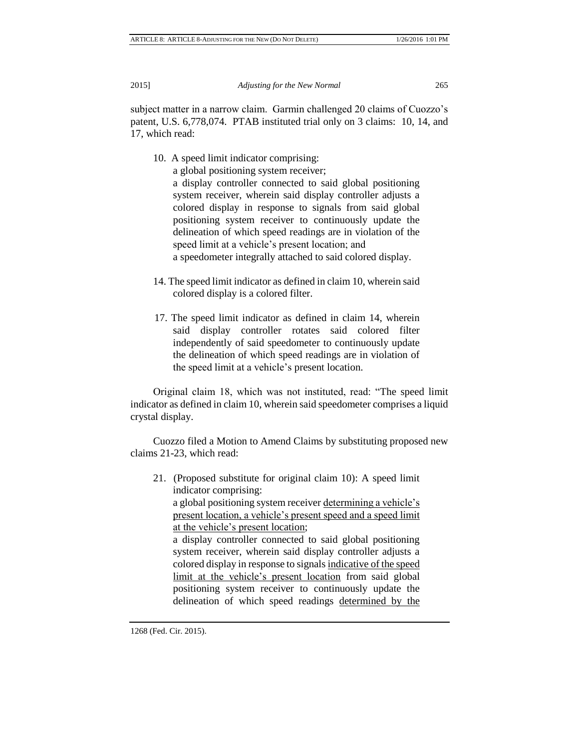subject matter in a narrow claim. Garmin challenged 20 claims of Cuozzo's patent, U.S. 6,778,074. PTAB instituted trial only on 3 claims: 10, 14, and 17, which read:

> 10. A speed limit indicator comprising:
>
> a global positioning system receiver;
>
> a display controller connected to said global positioning system receiver, wherein said display controller adjusts a colored display in response to signals from said global positioning system receiver to continuously update the delineation of which speed readings are in violation of the speed limit at a vehicle's present location; and
>
> a speedometer integrally attached to said colored display.

> 14. The speed limit indicator as defined in claim 10, wherein said colored display is a colored filter.

> 17. The speed limit indicator as defined in claim 14, wherein said display controller rotates said colored filter independently of said speedometer to continuously update the delineation of which speed readings are in violation of the speed limit at a vehicle's present location.

Original claim 18, which was not instituted, read: "The speed limit indicator as defined in claim 10, wherein said speedometer comprises a liquid crystal display.

Cuozzo filed a Motion to Amend Claims by substituting proposed new claims 21-23, which read:

> 21. (Proposed substitute for original claim 10): A speed limit indicator comprising:
>
> a global positioning system receiver <u>determining a vehicle's present location, a vehicle's present speed and a speed limit at the vehicle's present location</u>;
>
> a display controller connected to said global positioning system receiver, wherein said display controller adjusts a colored display in response to signals <u>indicative of the speed limit at the vehicle's present location</u> from said global positioning system receiver to continuously update the delineation of which speed readings <u>determined by the</u>

1268 (Fed. Cir. 2015).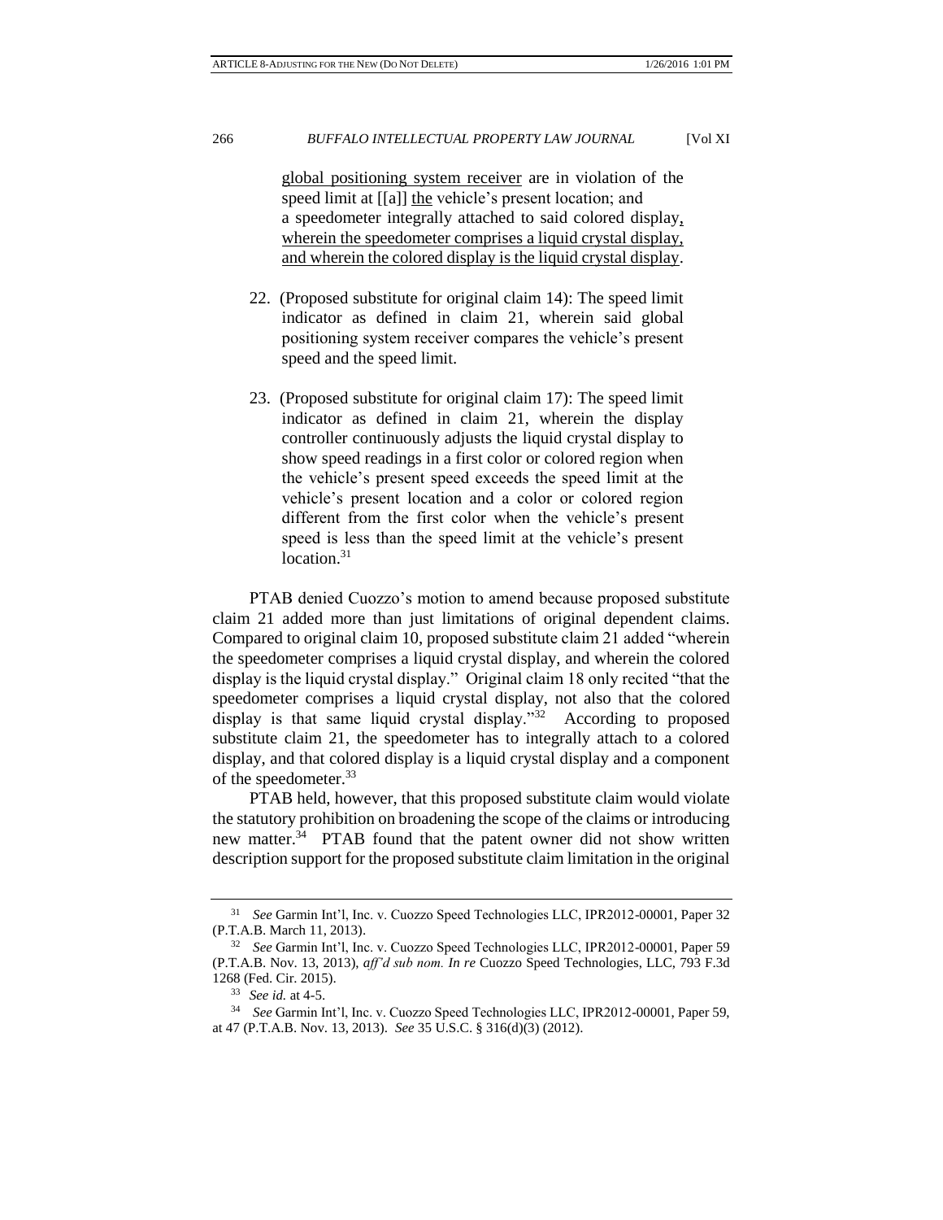global positioning system receiver are in violation of the speed limit at [[a]] the vehicle's present location; and a speedometer integrally attached to said colored display, wherein the speedometer comprises a liquid crystal display, and wherein the colored display is the liquid crystal display.

22. (Proposed substitute for original claim 14): The speed limit indicator as defined in claim 21, wherein said global positioning system receiver compares the vehicle's present speed and the speed limit.

23. (Proposed substitute for original claim 17): The speed limit indicator as defined in claim 21, wherein the display controller continuously adjusts the liquid crystal display to show speed readings in a first color or colored region when the vehicle's present speed exceeds the speed limit at the vehicle's present location and a color or colored region different from the first color when the vehicle's present speed is less than the speed limit at the vehicle's present location.[31]

PTAB denied Cuozzo's motion to amend because proposed substitute claim 21 added more than just limitations of original dependent claims. Compared to original claim 10, proposed substitute claim 21 added "wherein the speedometer comprises a liquid crystal display, and wherein the colored display is the liquid crystal display." Original claim 18 only recited "that the speedometer comprises a liquid crystal display, not also that the colored display is that same liquid crystal display."[32] According to proposed substitute claim 21, the speedometer has to integrally attach to a colored display, and that colored display is a liquid crystal display and a component of the speedometer.[33]

PTAB held, however, that this proposed substitute claim would violate the statutory prohibition on broadening the scope of the claims or introducing new matter.[34] PTAB found that the patent owner did not show written description support for the proposed substitute claim limitation in the original

---

[31] *See* Garmin Int'l, Inc. v. Cuozzo Speed Technologies LLC, IPR2012-00001, Paper 32 (P.T.A.B. March 11, 2013).

[32] *See* Garmin Int'l, Inc. v. Cuozzo Speed Technologies LLC, IPR2012-00001, Paper 59 (P.T.A.B. Nov. 13, 2013), *aff'd sub nom. In re* Cuozzo Speed Technologies, LLC, 793 F.3d 1268 (Fed. Cir. 2015).

[33] *See id.* at 4-5.

[34] *See* Garmin Int'l, Inc. v. Cuozzo Speed Technologies LLC, IPR2012-00001, Paper 59, at 47 (P.T.A.B. Nov. 13, 2013). *See* 35 U.S.C. § 316(d)(3) (2012).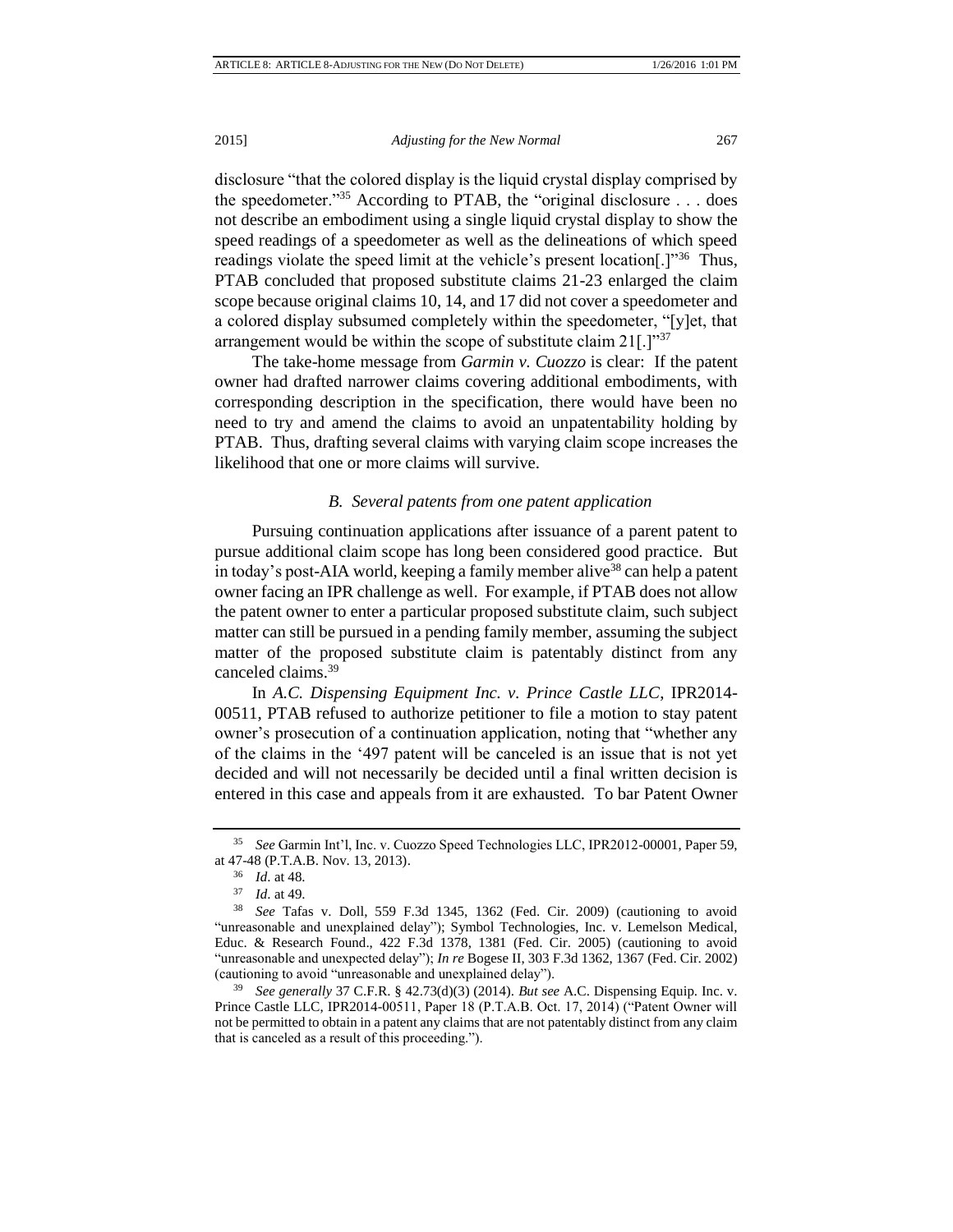disclosure "that the colored display is the liquid crystal display comprised by the speedometer."[35] According to PTAB, the "original disclosure . . . does not describe an embodiment using a single liquid crystal display to show the speed readings of a speedometer as well as the delineations of which speed readings violate the speed limit at the vehicle's present location[.]"[36] Thus, PTAB concluded that proposed substitute claims 21-23 enlarged the claim scope because original claims 10, 14, and 17 did not cover a speedometer and a colored display subsumed completely within the speedometer, "[y]et, that arrangement would be within the scope of substitute claim 21[.]"[37]

The take-home message from *Garmin v. Cuozzo* is clear: If the patent owner had drafted narrower claims covering additional embodiments, with corresponding description in the specification, there would have been no need to try and amend the claims to avoid an unpatentability holding by PTAB. Thus, drafting several claims with varying claim scope increases the likelihood that one or more claims will survive.

### *B. Several patents from one patent application*

Pursuing continuation applications after issuance of a parent patent to pursue additional claim scope has long been considered good practice. But in today's post-AIA world, keeping a family member alive[38] can help a patent owner facing an IPR challenge as well. For example, if PTAB does not allow the patent owner to enter a particular proposed substitute claim, such subject matter can still be pursued in a pending family member, assuming the subject matter of the proposed substitute claim is patentably distinct from any canceled claims.[39]

In *A.C. Dispensing Equipment Inc. v. Prince Castle LLC*, IPR2014-00511, PTAB refused to authorize petitioner to file a motion to stay patent owner's prosecution of a continuation application, noting that "whether any of the claims in the '497 patent will be canceled is an issue that is not yet decided and will not necessarily be decided until a final written decision is entered in this case and appeals from it are exhausted. To bar Patent Owner

---

[35] *See* Garmin Int'l, Inc. v. Cuozzo Speed Technologies LLC, IPR2012-00001, Paper 59, at 47-48 (P.T.A.B. Nov. 13, 2013).

[36] *Id.* at 48.

[37] *Id.* at 49.

[38] *See* Tafas v. Doll, 559 F.3d 1345, 1362 (Fed. Cir. 2009) (cautioning to avoid "unreasonable and unexplained delay"); Symbol Technologies, Inc. v. Lemelson Medical, Educ. & Research Found., 422 F.3d 1378, 1381 (Fed. Cir. 2005) (cautioning to avoid "unreasonable and unexpected delay"); *In re* Bogese II, 303 F.3d 1362, 1367 (Fed. Cir. 2002) (cautioning to avoid "unreasonable and unexplained delay").

[39] *See generally* 37 C.F.R. § 42.73(d)(3) (2014). *But see* A.C. Dispensing Equip. Inc. v. Prince Castle LLC, IPR2014-00511, Paper 18 (P.T.A.B. Oct. 17, 2014) ("Patent Owner will not be permitted to obtain in a patent any claims that are not patentably distinct from any claim that is canceled as a result of this proceeding.").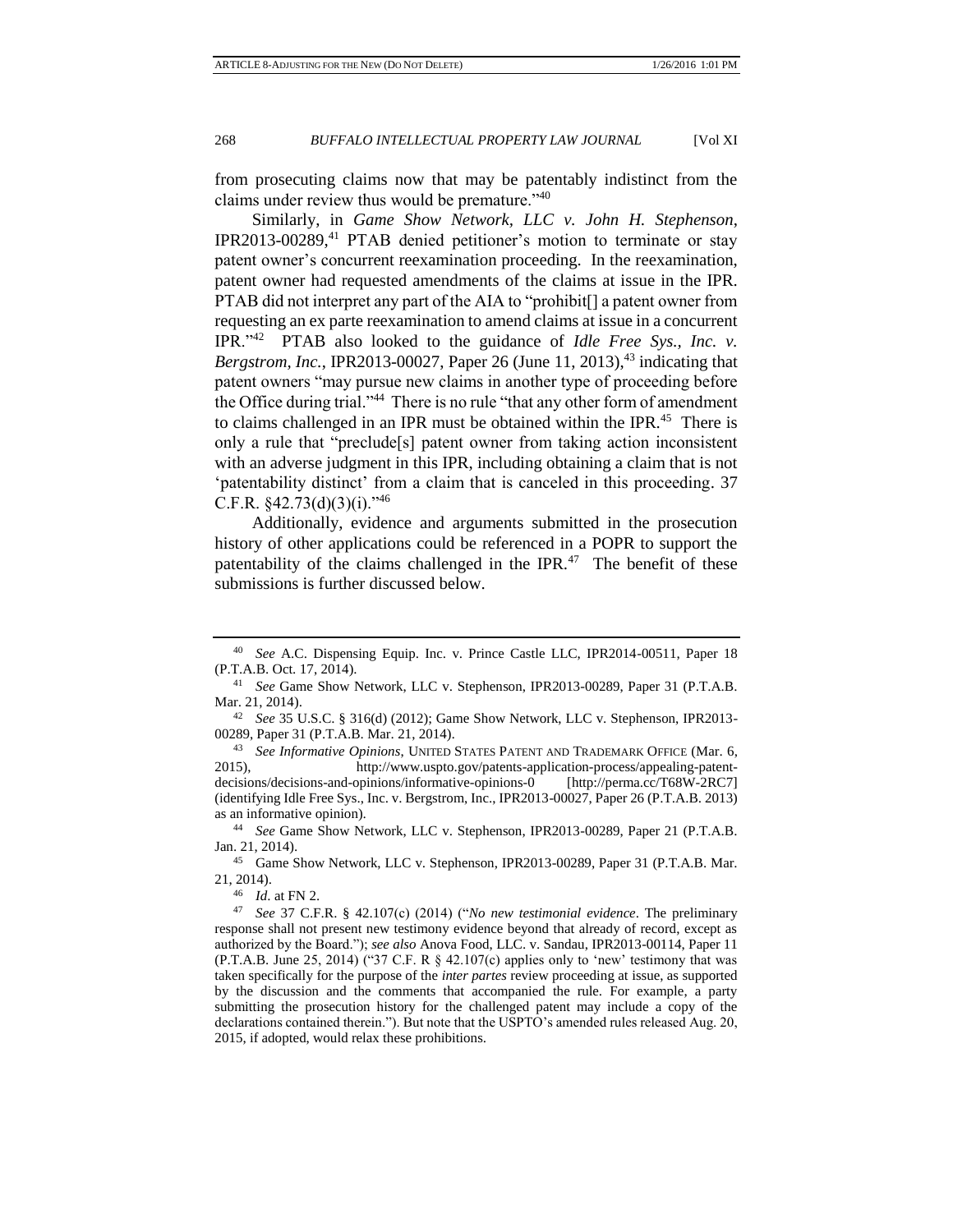from prosecuting claims now that may be patentably indistinct from the claims under review thus would be premature."[40]

Similarly, in *Game Show Network, LLC v. John H. Stephenson*, IPR2013-00289,[41] PTAB denied petitioner's motion to terminate or stay patent owner's concurrent reexamination proceeding. In the reexamination, patent owner had requested amendments of the claims at issue in the IPR. PTAB did not interpret any part of the AIA to "prohibit[] a patent owner from requesting an ex parte reexamination to amend claims at issue in a concurrent IPR."[42] PTAB also looked to the guidance of *Idle Free Sys., Inc. v. Bergstrom, Inc.*, IPR2013-00027, Paper 26 (June 11, 2013),[43] indicating that patent owners "may pursue new claims in another type of proceeding before the Office during trial."[44] There is no rule "that any other form of amendment to claims challenged in an IPR must be obtained within the IPR.[45] There is only a rule that "preclude[s] patent owner from taking action inconsistent with an adverse judgment in this IPR, including obtaining a claim that is not 'patentability distinct' from a claim that is canceled in this proceeding. 37 C.F.R. §42.73(d)(3)(i)."[46]

Additionally, evidence and arguments submitted in the prosecution history of other applications could be referenced in a POPR to support the patentability of the claims challenged in the IPR.[47] The benefit of these submissions is further discussed below.

---

[40] *See* A.C. Dispensing Equip. Inc. v. Prince Castle LLC, IPR2014-00511, Paper 18 (P.T.A.B. Oct. 17, 2014).

[41] *See* Game Show Network, LLC v. Stephenson, IPR2013-00289, Paper 31 (P.T.A.B. Mar. 21, 2014).

[42] *See* 35 U.S.C. § 316(d) (2012); Game Show Network, LLC v. Stephenson, IPR2013-00289, Paper 31 (P.T.A.B. Mar. 21, 2014).

[43] *See Informative Opinions*, UNITED STATES PATENT AND TRADEMARK OFFICE (Mar. 6, 2015), http://www.uspto.gov/patents-application-process/appealing-patent-decisions/decisions-and-opinions/informative-opinions-0 [http://perma.cc/T68W-2RC7] (identifying Idle Free Sys., Inc. v. Bergstrom, Inc., IPR2013-00027, Paper 26 (P.T.A.B. 2013) as an informative opinion).

[44] *See* Game Show Network, LLC v. Stephenson, IPR2013-00289, Paper 21 (P.T.A.B. Jan. 21, 2014).

[45] Game Show Network, LLC v. Stephenson, IPR2013-00289, Paper 31 (P.T.A.B. Mar. 21, 2014).

[46] *Id.* at FN 2.

[47] *See* 37 C.F.R. § 42.107(c) (2014) ("*No new testimonial evidence*. The preliminary response shall not present new testimony evidence beyond that already of record, except as authorized by the Board."); *see also* Anova Food, LLC. v. Sandau, IPR2013-00114, Paper 11 (P.T.A.B. June 25, 2014) ("37 C.F. R § 42.107(c) applies only to 'new' testimony that was taken specifically for the purpose of the *inter partes* review proceeding at issue, as supported by the discussion and the comments that accompanied the rule. For example, a party submitting the prosecution history for the challenged patent may include a copy of the declarations contained therein."). But note that the USPTO's amended rules released Aug. 20, 2015, if adopted, would relax these prohibitions.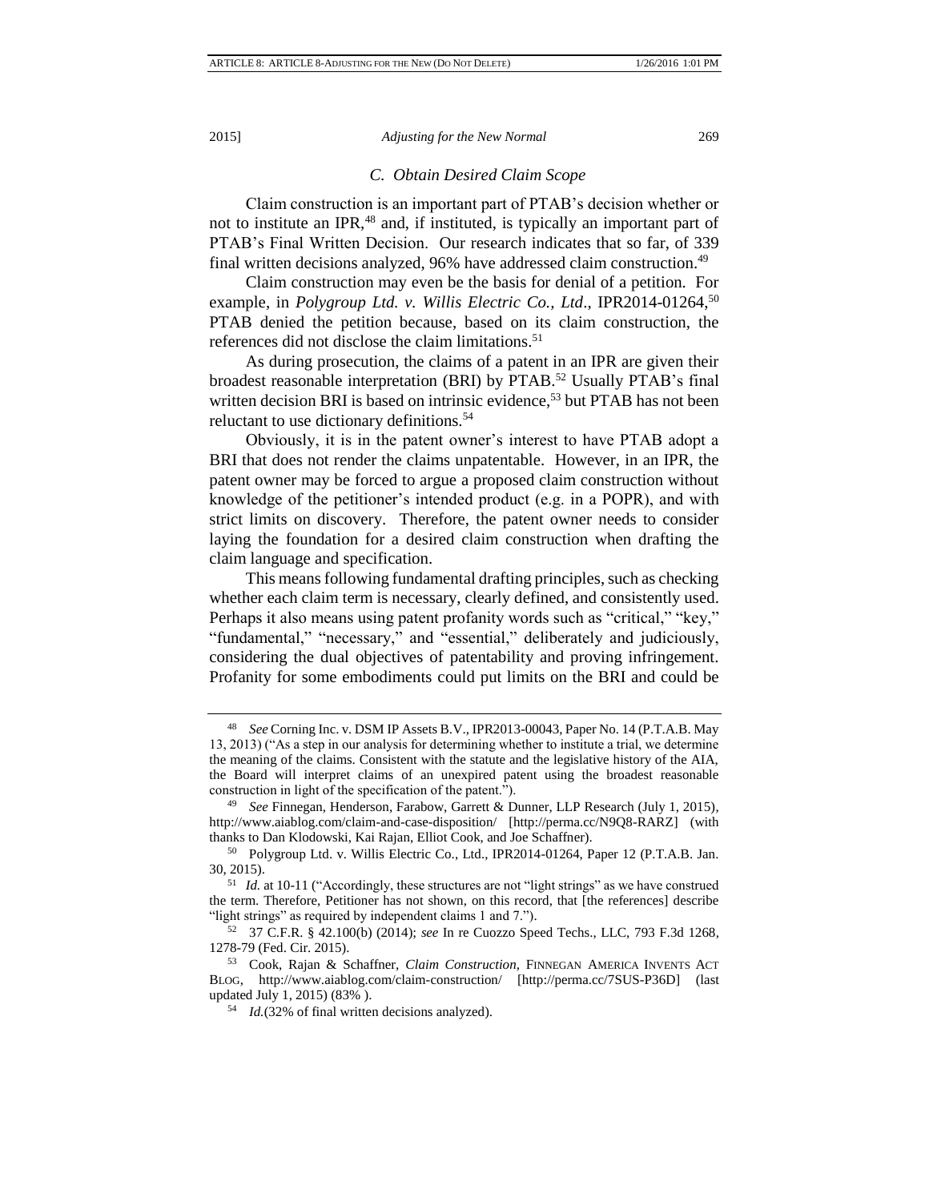### C. Obtain Desired Claim Scope

Claim construction is an important part of PTAB's decision whether or not to institute an IPR,[48] and, if instituted, is typically an important part of PTAB's Final Written Decision. Our research indicates that so far, of 339 final written decisions analyzed, 96% have addressed claim construction.[49]

Claim construction may even be the basis for denial of a petition. For example, in *Polygroup Ltd. v. Willis Electric Co., Ltd*., IPR2014-01264,[50] PTAB denied the petition because, based on its claim construction, the references did not disclose the claim limitations.[51]

As during prosecution, the claims of a patent in an IPR are given their broadest reasonable interpretation (BRI) by PTAB.[52] Usually PTAB's final written decision BRI is based on intrinsic evidence,[53] but PTAB has not been reluctant to use dictionary definitions.[54]

Obviously, it is in the patent owner's interest to have PTAB adopt a BRI that does not render the claims unpatentable. However, in an IPR, the patent owner may be forced to argue a proposed claim construction without knowledge of the petitioner's intended product (e.g. in a POPR), and with strict limits on discovery. Therefore, the patent owner needs to consider laying the foundation for a desired claim construction when drafting the claim language and specification.

This means following fundamental drafting principles, such as checking whether each claim term is necessary, clearly defined, and consistently used. Perhaps it also means using patent profanity words such as "critical," "key," "fundamental," "necessary," and "essential," deliberately and judiciously, considering the dual objectives of patentability and proving infringement. Profanity for some embodiments could put limits on the BRI and could be

---

[48] *See* Corning Inc. v. DSM IP Assets B.V., IPR2013-00043, Paper No. 14 (P.T.A.B. May 13, 2013) ("As a step in our analysis for determining whether to institute a trial, we determine the meaning of the claims. Consistent with the statute and the legislative history of the AIA, the Board will interpret claims of an unexpired patent using the broadest reasonable construction in light of the specification of the patent.").

[49] *See* Finnegan, Henderson, Farabow, Garrett & Dunner, LLP Research (July 1, 2015), http://www.aiablog.com/claim-and-case-disposition/ [http://perma.cc/N9Q8-RARZ] (with thanks to Dan Klodowski, Kai Rajan, Elliot Cook, and Joe Schaffner).

[50] Polygroup Ltd. v. Willis Electric Co., Ltd., IPR2014-01264, Paper 12 (P.T.A.B. Jan. 30, 2015).

[51] *Id.* at 10-11 ("Accordingly, these structures are not "light strings" as we have construed the term. Therefore, Petitioner has not shown, on this record, that [the references] describe "light strings" as required by independent claims 1 and 7.").

[52] 37 C.F.R. § 42.100(b) (2014); *see* In re Cuozzo Speed Techs., LLC, 793 F.3d 1268, 1278-79 (Fed. Cir. 2015).

[53] Cook, Rajan & Schaffner, *Claim Construction*, FINNEGAN AMERICA INVENTS ACT BLOG, http://www.aiablog.com/claim-construction/ [http://perma.cc/7SUS-P36D] (last updated July 1, 2015) (83% ).

[54] *Id.*(32% of final written decisions analyzed).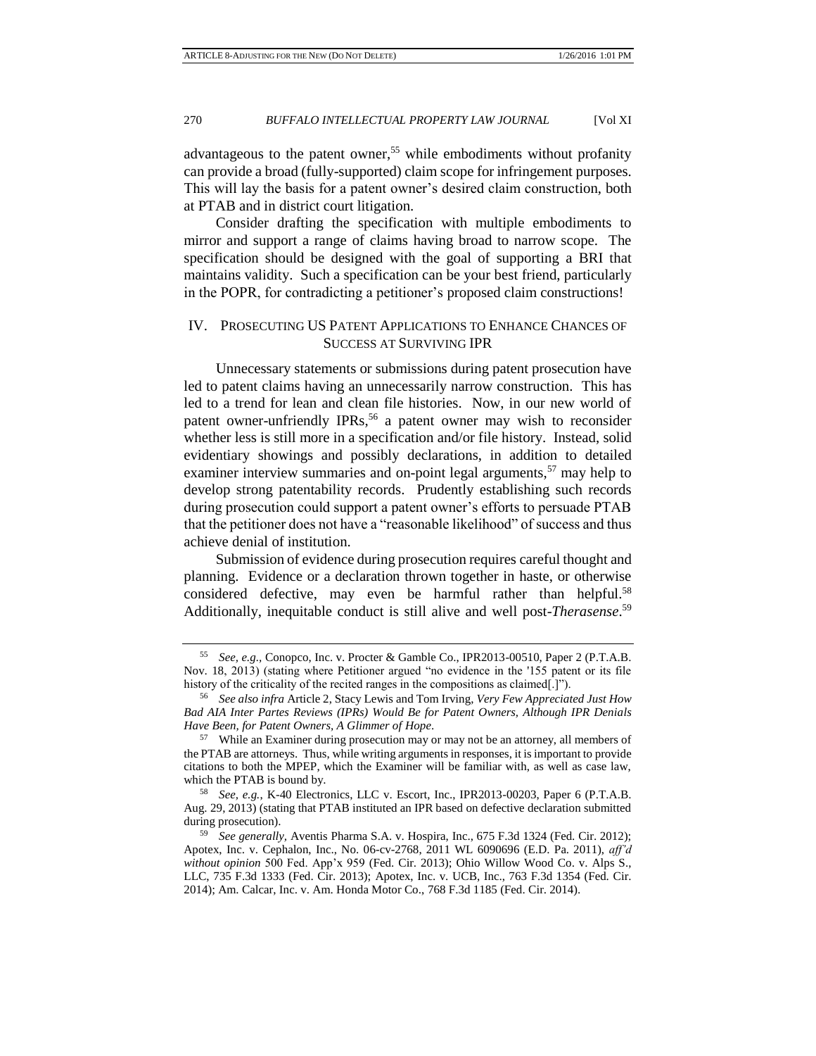advantageous to the patent owner,[55] while embodiments without profanity can provide a broad (fully-supported) claim scope for infringement purposes. This will lay the basis for a patent owner's desired claim construction, both at PTAB and in district court litigation.

Consider drafting the specification with multiple embodiments to mirror and support a range of claims having broad to narrow scope. The specification should be designed with the goal of supporting a BRI that maintains validity. Such a specification can be your best friend, particularly in the POPR, for contradicting a petitioner's proposed claim constructions!

## IV. PROSECUTING US PATENT APPLICATIONS TO ENHANCE CHANCES OF SUCCESS AT SURVIVING IPR

Unnecessary statements or submissions during patent prosecution have led to patent claims having an unnecessarily narrow construction. This has led to a trend for lean and clean file histories. Now, in our new world of patent owner-unfriendly IPRs,[56] a patent owner may wish to reconsider whether less is still more in a specification and/or file history. Instead, solid evidentiary showings and possibly declarations, in addition to detailed examiner interview summaries and on-point legal arguments,[57] may help to develop strong patentability records. Prudently establishing such records during prosecution could support a patent owner's efforts to persuade PTAB that the petitioner does not have a "reasonable likelihood" of success and thus achieve denial of institution.

Submission of evidence during prosecution requires careful thought and planning. Evidence or a declaration thrown together in haste, or otherwise considered defective, may even be harmful rather than helpful.[58] Additionally, inequitable conduct is still alive and well post-*Therasense*.[59]

---

[55] *See, e.g.*, Conopco, Inc. v. Procter & Gamble Co., IPR2013-00510, Paper 2 (P.T.A.B. Nov. 18, 2013) (stating where Petitioner argued "no evidence in the '155 patent or its file history of the criticality of the recited ranges in the compositions as claimed[.]").

[56] *See also infra* Article 2, Stacy Lewis and Tom Irving, *Very Few Appreciated Just How Bad AIA Inter Partes Reviews (IPRs) Would Be for Patent Owners, Although IPR Denials Have Been, for Patent Owners, A Glimmer of Hope*.

[57] While an Examiner during prosecution may or may not be an attorney, all members of the PTAB are attorneys. Thus, while writing arguments in responses, it is important to provide citations to both the MPEP, which the Examiner will be familiar with, as well as case law, which the PTAB is bound by.

[58] *See, e.g.*, K-40 Electronics, LLC v. Escort, Inc., IPR2013-00203, Paper 6 (P.T.A.B. Aug. 29, 2013) (stating that PTAB instituted an IPR based on defective declaration submitted during prosecution).

[59] *See generally*, Aventis Pharma S.A. v. Hospira, Inc., 675 F.3d 1324 (Fed. Cir. 2012); Apotex, Inc. v. Cephalon, Inc., No. 06-cv-2768, 2011 WL 6090696 (E.D. Pa. 2011), *aff'd without opinion* 500 Fed. App'x 959 (Fed. Cir. 2013); Ohio Willow Wood Co. v. Alps S., LLC, 735 F.3d 1333 (Fed. Cir. 2013); Apotex, Inc. v. UCB, Inc., 763 F.3d 1354 (Fed. Cir. 2014); Am. Calcar, Inc. v. Am. Honda Motor Co., 768 F.3d 1185 (Fed. Cir. 2014).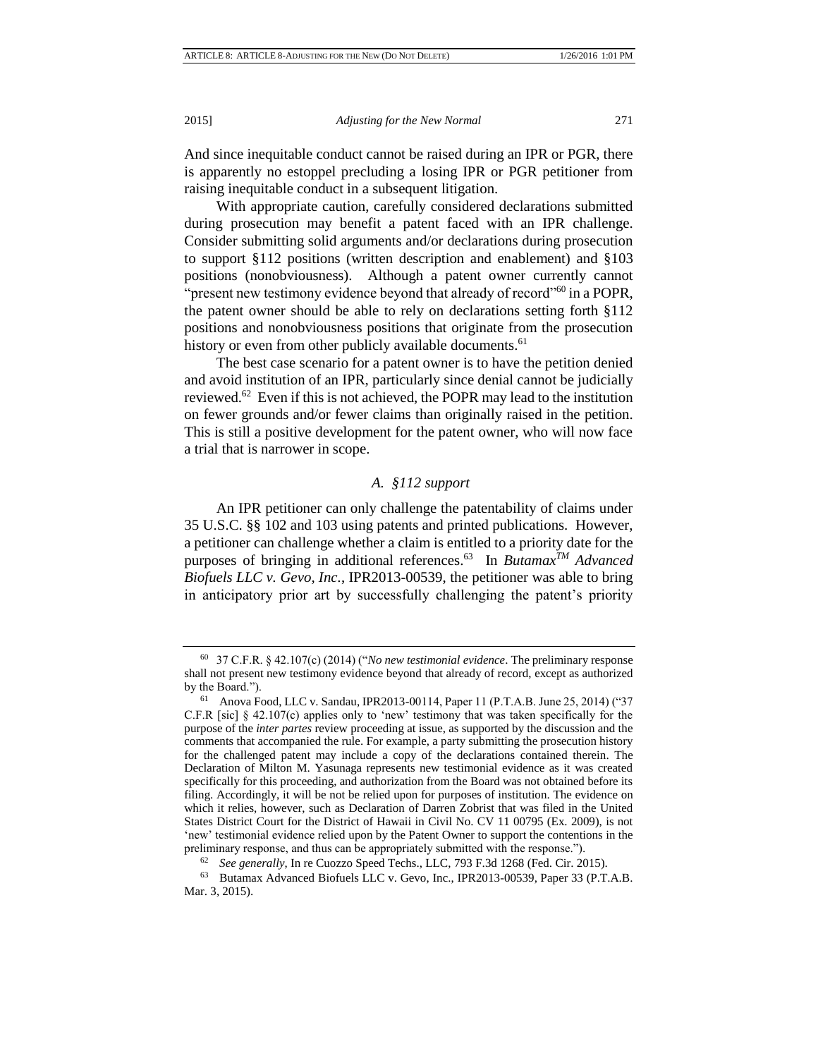And since inequitable conduct cannot be raised during an IPR or PGR, there is apparently no estoppel precluding a losing IPR or PGR petitioner from raising inequitable conduct in a subsequent litigation.

With appropriate caution, carefully considered declarations submitted during prosecution may benefit a patent faced with an IPR challenge. Consider submitting solid arguments and/or declarations during prosecution to support §112 positions (written description and enablement) and §103 positions (nonobviousness). Although a patent owner currently cannot "present new testimony evidence beyond that already of record"[60] in a POPR, the patent owner should be able to rely on declarations setting forth §112 positions and nonobviousness positions that originate from the prosecution history or even from other publicly available documents.[61]

The best case scenario for a patent owner is to have the petition denied and avoid institution of an IPR, particularly since denial cannot be judicially reviewed.[62] Even if this is not achieved, the POPR may lead to the institution on fewer grounds and/or fewer claims than originally raised in the petition. This is still a positive development for the patent owner, who will now face a trial that is narrower in scope.

### *A. §112 support*

An IPR petitioner can only challenge the patentability of claims under 35 U.S.C. §§ 102 and 103 using patents and printed publications. However, a petitioner can challenge whether a claim is entitled to a priority date for the purposes of bringing in additional references.[63] In *Butamax™ Advanced Biofuels LLC v. Gevo, Inc.*, IPR2013-00539, the petitioner was able to bring in anticipatory prior art by successfully challenging the patent's priority

---

[60] 37 C.F.R. § 42.107(c) (2014) ("*No new testimonial evidence*. The preliminary response shall not present new testimony evidence beyond that already of record, except as authorized by the Board.").

[61] Anova Food, LLC v. Sandau, IPR2013-00114, Paper 11 (P.T.A.B. June 25, 2014) ("37 C.F.R [sic] § 42.107(c) applies only to 'new' testimony that was taken specifically for the purpose of the *inter partes* review proceeding at issue, as supported by the discussion and the comments that accompanied the rule. For example, a party submitting the prosecution history for the challenged patent may include a copy of the declarations contained therein. The Declaration of Milton M. Yasunaga represents new testimonial evidence as it was created specifically for this proceeding, and authorization from the Board was not obtained before its filing. Accordingly, it will be not be relied upon for purposes of institution. The evidence on which it relies, however, such as Declaration of Darren Zobrist that was filed in the United States District Court for the District of Hawaii in Civil No. CV 11 00795 (Ex. 2009), is not 'new' testimonial evidence relied upon by the Patent Owner to support the contentions in the preliminary response, and thus can be appropriately submitted with the response.").

[62] *See generally*, In re Cuozzo Speed Techs., LLC, 793 F.3d 1268 (Fed. Cir. 2015).

[63] Butamax Advanced Biofuels LLC v. Gevo, Inc., IPR2013-00539, Paper 33 (P.T.A.B. Mar. 3, 2015).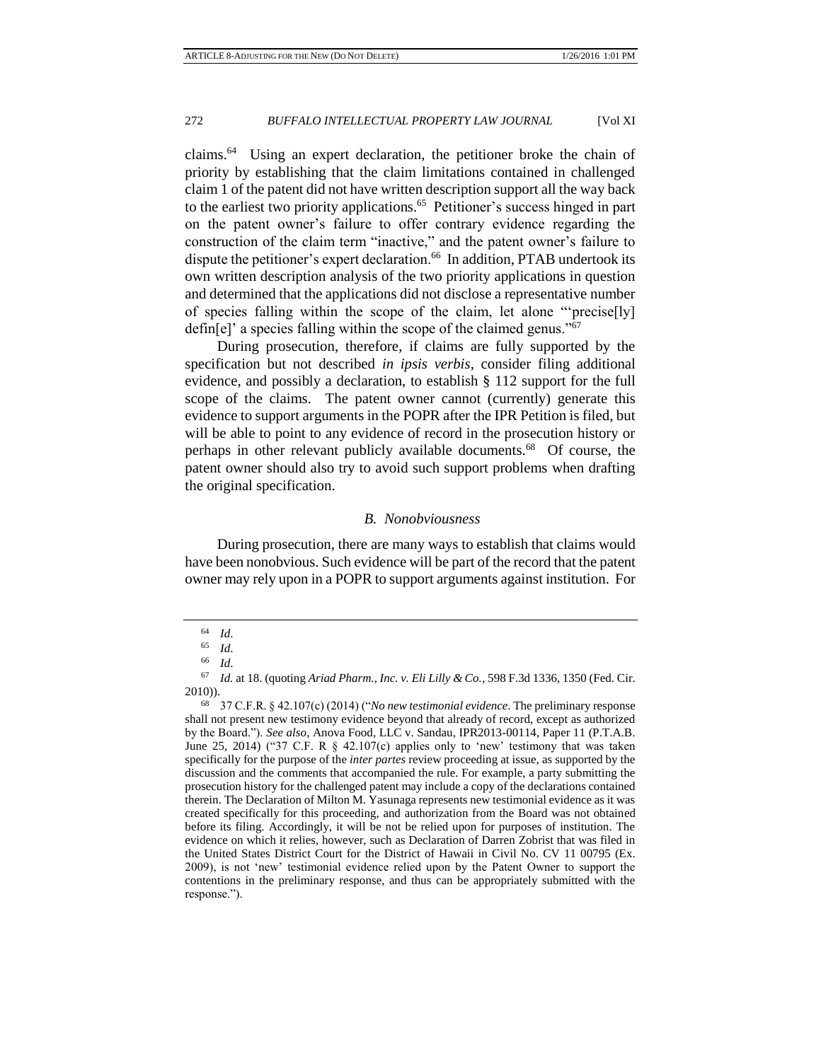claims.[64] Using an expert declaration, the petitioner broke the chain of priority by establishing that the claim limitations contained in challenged claim 1 of the patent did not have written description support all the way back to the earliest two priority applications.[65] Petitioner's success hinged in part on the patent owner's failure to offer contrary evidence regarding the construction of the claim term "inactive," and the patent owner's failure to dispute the petitioner's expert declaration.[66] In addition, PTAB undertook its own written description analysis of the two priority applications in question and determined that the applications did not disclose a representative number of species falling within the scope of the claim, let alone "'precise[ly] defin[e]' a species falling within the scope of the claimed genus."[67]

During prosecution, therefore, if claims are fully supported by the specification but not described *in ipsis verbis*, consider filing additional evidence, and possibly a declaration, to establish § 112 support for the full scope of the claims. The patent owner cannot (currently) generate this evidence to support arguments in the POPR after the IPR Petition is filed, but will be able to point to any evidence of record in the prosecution history or perhaps in other relevant publicly available documents.[68] Of course, the patent owner should also try to avoid such support problems when drafting the original specification.

### *B. Nonobviousness*

During prosecution, there are many ways to establish that claims would have been nonobvious. Such evidence will be part of the record that the patent owner may rely upon in a POPR to support arguments against institution. For

---

[64] *Id.*

[65] *Id.*

[66] *Id.*

[67] *Id.* at 18. (quoting *Ariad Pharm., Inc. v. Eli Lilly & Co.*, 598 F.3d 1336, 1350 (Fed. Cir. 2010)).

[68] 37 C.F.R. § 42.107(c) (2014) ("*No new testimonial evidence*. The preliminary response shall not present new testimony evidence beyond that already of record, except as authorized by the Board."). *See also*, Anova Food, LLC v. Sandau, IPR2013-00114, Paper 11 (P.T.A.B. June 25, 2014) ("37 C.F. R § 42.107(c) applies only to 'new' testimony that was taken specifically for the purpose of the *inter partes* review proceeding at issue, as supported by the discussion and the comments that accompanied the rule. For example, a party submitting the prosecution history for the challenged patent may include a copy of the declarations contained therein. The Declaration of Milton M. Yasunaga represents new testimonial evidence as it was created specifically for this proceeding, and authorization from the Board was not obtained before its filing. Accordingly, it will be not be relied upon for purposes of institution. The evidence on which it relies, however, such as Declaration of Darren Zobrist that was filed in the United States District Court for the District of Hawaii in Civil No. CV 11 00795 (Ex. 2009), is not 'new' testimonial evidence relied upon by the Patent Owner to support the contentions in the preliminary response, and thus can be appropriately submitted with the response.").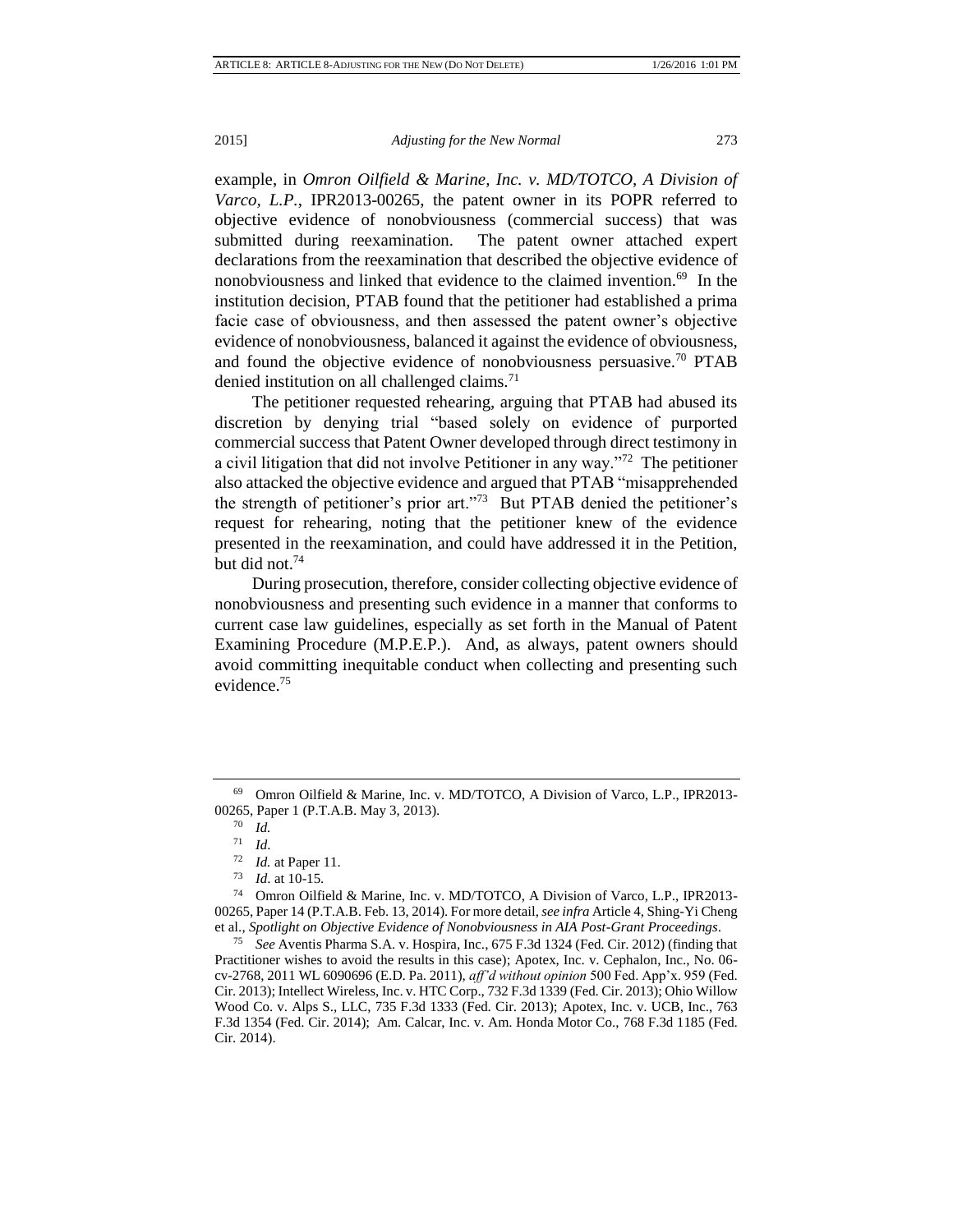example, in *Omron Oilfield & Marine, Inc. v. MD/TOTCO, A Division of Varco, L.P.*, IPR2013-00265, the patent owner in its POPR referred to objective evidence of nonobviousness (commercial success) that was submitted during reexamination. The patent owner attached expert declarations from the reexamination that described the objective evidence of nonobviousness and linked that evidence to the claimed invention.[69] In the institution decision, PTAB found that the petitioner had established a prima facie case of obviousness, and then assessed the patent owner's objective evidence of nonobviousness, balanced it against the evidence of obviousness, and found the objective evidence of nonobviousness persuasive.[70] PTAB denied institution on all challenged claims.[71]

The petitioner requested rehearing, arguing that PTAB had abused its discretion by denying trial "based solely on evidence of purported commercial success that Patent Owner developed through direct testimony in a civil litigation that did not involve Petitioner in any way."[72] The petitioner also attacked the objective evidence and argued that PTAB "misapprehended the strength of petitioner's prior art."[73] But PTAB denied the petitioner's request for rehearing, noting that the petitioner knew of the evidence presented in the reexamination, and could have addressed it in the Petition, but did not.[74]

During prosecution, therefore, consider collecting objective evidence of nonobviousness and presenting such evidence in a manner that conforms to current case law guidelines, especially as set forth in the Manual of Patent Examining Procedure (M.P.E.P.). And, as always, patent owners should avoid committing inequitable conduct when collecting and presenting such evidence.[75]

---

[69] Omron Oilfield & Marine, Inc. v. MD/TOTCO, A Division of Varco, L.P., IPR2013-00265, Paper 1 (P.T.A.B. May 3, 2013).

[70] *Id.*

[71] *Id.*

[72] *Id.* at Paper 11.

[73] *Id.* at 10-15.

[74] Omron Oilfield & Marine, Inc. v. MD/TOTCO, A Division of Varco, L.P., IPR2013-00265, Paper 14 (P.T.A.B. Feb. 13, 2014). For more detail, *see infra* Article 4, Shing-Yi Cheng et al., *Spotlight on Objective Evidence of Nonobviousness in AIA Post-Grant Proceedings*.

[75] *See* Aventis Pharma S.A. v. Hospira, Inc., 675 F.3d 1324 (Fed. Cir. 2012) (finding that Practitioner wishes to avoid the results in this case); Apotex, Inc. v. Cephalon, Inc., No. 06-cv-2768, 2011 WL 6090696 (E.D. Pa. 2011), *aff'd without opinion* 500 Fed. App'x. 959 (Fed. Cir. 2013); Intellect Wireless, Inc. v. HTC Corp., 732 F.3d 1339 (Fed. Cir. 2013); Ohio Willow Wood Co. v. Alps S., LLC, 735 F.3d 1333 (Fed. Cir. 2013); Apotex, Inc. v. UCB, Inc., 763 F.3d 1354 (Fed. Cir. 2014); Am. Calcar, Inc. v. Am. Honda Motor Co., 768 F.3d 1185 (Fed. Cir. 2014).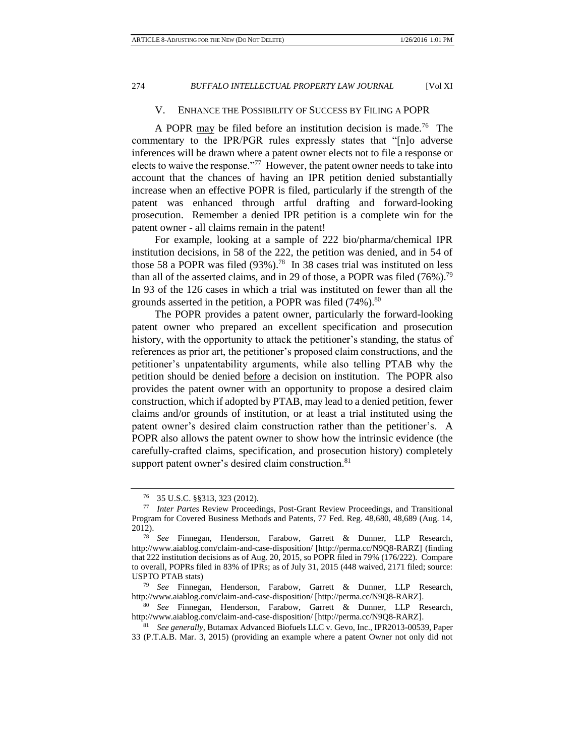## V. ENHANCE THE POSSIBILITY OF SUCCESS BY FILING A POPR

A POPR may be filed before an institution decision is made.[76] The commentary to the IPR/PGR rules expressly states that "[n]o adverse inferences will be drawn where a patent owner elects not to file a response or elects to waive the response."[77] However, the patent owner needs to take into account that the chances of having an IPR petition denied substantially increase when an effective POPR is filed, particularly if the strength of the patent was enhanced through artful drafting and forward-looking prosecution. Remember a denied IPR petition is a complete win for the patent owner - all claims remain in the patent!

For example, looking at a sample of 222 bio/pharma/chemical IPR institution decisions, in 58 of the 222, the petition was denied, and in 54 of those 58 a POPR was filed (93%).[78] In 38 cases trial was instituted on less than all of the asserted claims, and in 29 of those, a POPR was filed (76%).[79] In 93 of the 126 cases in which a trial was instituted on fewer than all the grounds asserted in the petition, a POPR was filed (74%).[80]

The POPR provides a patent owner, particularly the forward-looking patent owner who prepared an excellent specification and prosecution history, with the opportunity to attack the petitioner's standing, the status of references as prior art, the petitioner's proposed claim constructions, and the petitioner's unpatentability arguments, while also telling PTAB why the petition should be denied before a decision on institution. The POPR also provides the patent owner with an opportunity to propose a desired claim construction, which if adopted by PTAB, may lead to a denied petition, fewer claims and/or grounds of institution, or at least a trial instituted using the patent owner's desired claim construction rather than the petitioner's. A POPR also allows the patent owner to show how the intrinsic evidence (the carefully-crafted claims, specification, and prosecution history) completely support patent owner's desired claim construction.[81]

---

[76] 35 U.S.C. §§313, 323 (2012).

[77] *Inter Partes* Review Proceedings, Post-Grant Review Proceedings, and Transitional Program for Covered Business Methods and Patents, 77 Fed. Reg. 48,680, 48,689 (Aug. 14, 2012).

[78] *See* Finnegan, Henderson, Farabow, Garrett & Dunner, LLP Research, http://www.aiablog.com/claim-and-case-disposition/ [http://perma.cc/N9Q8-RARZ] (finding that 222 institution decisions as of Aug. 20, 2015, so POPR filed in 79% (176/222). Compare to overall, POPRs filed in 83% of IPRs; as of July 31, 2015 (448 waived, 2171 filed; source: USPTO PTAB stats)

[79] *See* Finnegan, Henderson, Farabow, Garrett & Dunner, LLP Research, http://www.aiablog.com/claim-and-case-disposition/ [http://perma.cc/N9Q8-RARZ].

[80] *See* Finnegan, Henderson, Farabow, Garrett & Dunner, LLP Research, http://www.aiablog.com/claim-and-case-disposition/ [http://perma.cc/N9Q8-RARZ].

[81] *See generally*, Butamax Advanced Biofuels LLC v. Gevo, Inc., IPR2013-00539, Paper 33 (P.T.A.B. Mar. 3, 2015) (providing an example where a patent Owner not only did not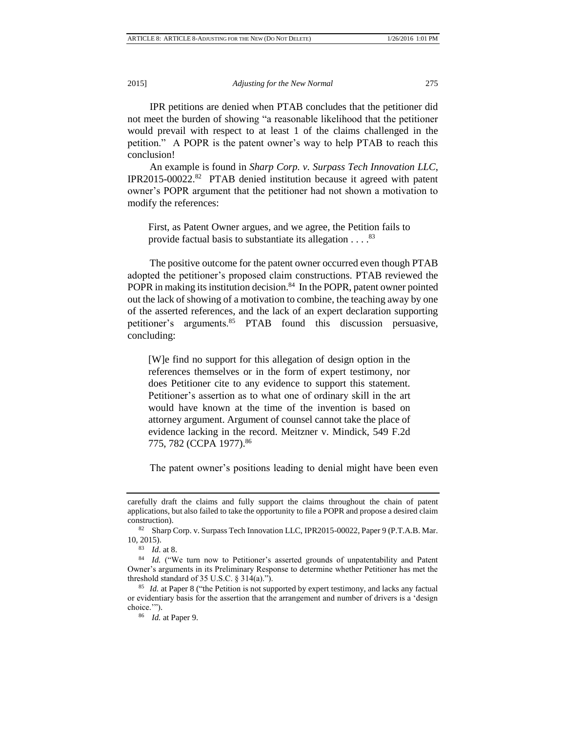IPR petitions are denied when PTAB concludes that the petitioner did not meet the burden of showing "a reasonable likelihood that the petitioner would prevail with respect to at least 1 of the claims challenged in the petition." A POPR is the patent owner's way to help PTAB to reach this conclusion!

An example is found in *Sharp Corp. v. Surpass Tech Innovation LLC*, IPR2015-00022.[82] PTAB denied institution because it agreed with patent owner's POPR argument that the petitioner had not shown a motivation to modify the references:

> First, as Patent Owner argues, and we agree, the Petition fails to provide factual basis to substantiate its allegation . . . .[83]

The positive outcome for the patent owner occurred even though PTAB adopted the petitioner's proposed claim constructions. PTAB reviewed the POPR in making its institution decision.[84] In the POPR, patent owner pointed out the lack of showing of a motivation to combine, the teaching away by one of the asserted references, and the lack of an expert declaration supporting petitioner's arguments.[85] PTAB found this discussion persuasive, concluding:

> [W]e find no support for this allegation of design option in the references themselves or in the form of expert testimony, nor does Petitioner cite to any evidence to support this statement. Petitioner's assertion as to what one of ordinary skill in the art would have known at the time of the invention is based on attorney argument. Argument of counsel cannot take the place of evidence lacking in the record. Meitzner v. Mindick, 549 F.2d 775, 782 (CCPA 1977).[86]

The patent owner's positions leading to denial might have been even

---

carefully draft the claims and fully support the claims throughout the chain of patent applications, but also failed to take the opportunity to file a POPR and propose a desired claim construction).

[82] Sharp Corp. v. Surpass Tech Innovation LLC, IPR2015-00022, Paper 9 (P.T.A.B. Mar. 10, 2015).

[83] *Id.* at 8.

[84] *Id.* ("We turn now to Petitioner's asserted grounds of unpatentability and Patent Owner's arguments in its Preliminary Response to determine whether Petitioner has met the threshold standard of 35 U.S.C. § 314(a).").

[85] *Id.* at Paper 8 ("the Petition is not supported by expert testimony, and lacks any factual or evidentiary basis for the assertion that the arrangement and number of drivers is a 'design choice.'").

[86] *Id.* at Paper 9.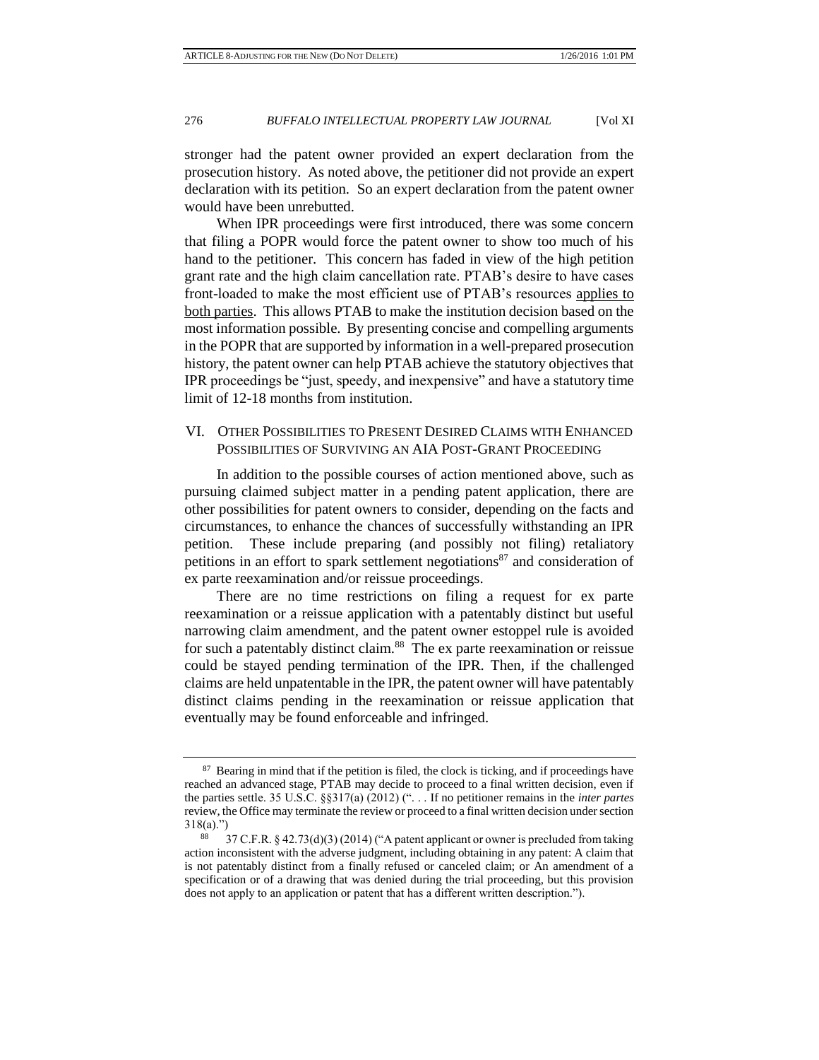stronger had the patent owner provided an expert declaration from the prosecution history. As noted above, the petitioner did not provide an expert declaration with its petition. So an expert declaration from the patent owner would have been unrebutted.

When IPR proceedings were first introduced, there was some concern that filing a POPR would force the patent owner to show too much of his hand to the petitioner. This concern has faded in view of the high petition grant rate and the high claim cancellation rate. PTAB's desire to have cases front-loaded to make the most efficient use of PTAB's resources <u>applies to both parties</u>. This allows PTAB to make the institution decision based on the most information possible. By presenting concise and compelling arguments in the POPR that are supported by information in a well-prepared prosecution history, the patent owner can help PTAB achieve the statutory objectives that IPR proceedings be "just, speedy, and inexpensive" and have a statutory time limit of 12-18 months from institution.

## VI. Other Possibilities to Present Desired Claims with Enhanced Possibilities of Surviving an AIA Post-Grant Proceeding

In addition to the possible courses of action mentioned above, such as pursuing claimed subject matter in a pending patent application, there are other possibilities for patent owners to consider, depending on the facts and circumstances, to enhance the chances of successfully withstanding an IPR petition. These include preparing (and possibly not filing) retaliatory petitions in an effort to spark settlement negotiations[87] and consideration of ex parte reexamination and/or reissue proceedings.

There are no time restrictions on filing a request for ex parte reexamination or a reissue application with a patentably distinct but useful narrowing claim amendment, and the patent owner estoppel rule is avoided for such a patentably distinct claim.[88] The ex parte reexamination or reissue could be stayed pending termination of the IPR. Then, if the challenged claims are held unpatentable in the IPR, the patent owner will have patentably distinct claims pending in the reexamination or reissue application that eventually may be found enforceable and infringed.

---

[87] Bearing in mind that if the petition is filed, the clock is ticking, and if proceedings have reached an advanced stage, PTAB may decide to proceed to a final written decision, even if the parties settle. 35 U.S.C. §§317(a) (2012) (". . . If no petitioner remains in the *inter partes* review, the Office may terminate the review or proceed to a final written decision under section 318(a).")

[88] 37 C.F.R. § 42.73(d)(3) (2014) ("A patent applicant or owner is precluded from taking action inconsistent with the adverse judgment, including obtaining in any patent: A claim that is not patentably distinct from a finally refused or canceled claim; or An amendment of a specification or of a drawing that was denied during the trial proceeding, but this provision does not apply to an application or patent that has a different written description.").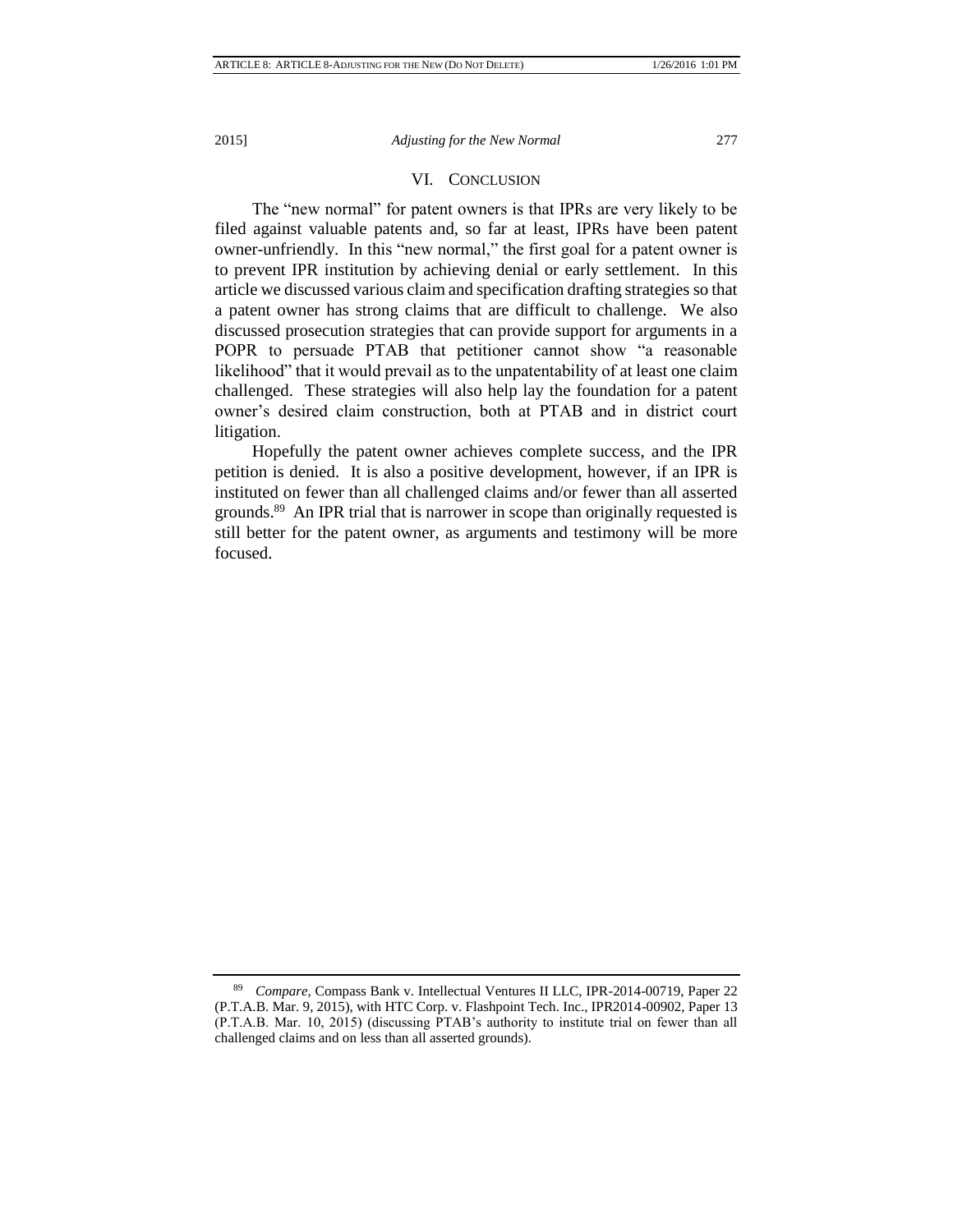## VI. CONCLUSION

The "new normal" for patent owners is that IPRs are very likely to be filed against valuable patents and, so far at least, IPRs have been patent owner-unfriendly. In this "new normal," the first goal for a patent owner is to prevent IPR institution by achieving denial or early settlement. In this article we discussed various claim and specification drafting strategies so that a patent owner has strong claims that are difficult to challenge. We also discussed prosecution strategies that can provide support for arguments in a POPR to persuade PTAB that petitioner cannot show "a reasonable likelihood" that it would prevail as to the unpatentability of at least one claim challenged. These strategies will also help lay the foundation for a patent owner's desired claim construction, both at PTAB and in district court litigation.

Hopefully the patent owner achieves complete success, and the IPR petition is denied. It is also a positive development, however, if an IPR is instituted on fewer than all challenged claims and/or fewer than all asserted grounds.[89] An IPR trial that is narrower in scope than originally requested is still better for the patent owner, as arguments and testimony will be more focused.

---

[89] *Compare*, Compass Bank v. Intellectual Ventures II LLC, IPR-2014-00719, Paper 22 (P.T.A.B. Mar. 9, 2015), with HTC Corp. v. Flashpoint Tech. Inc., IPR2014-00902, Paper 13 (P.T.A.B. Mar. 10, 2015) (discussing PTAB's authority to institute trial on fewer than all challenged claims and on less than all asserted grounds).